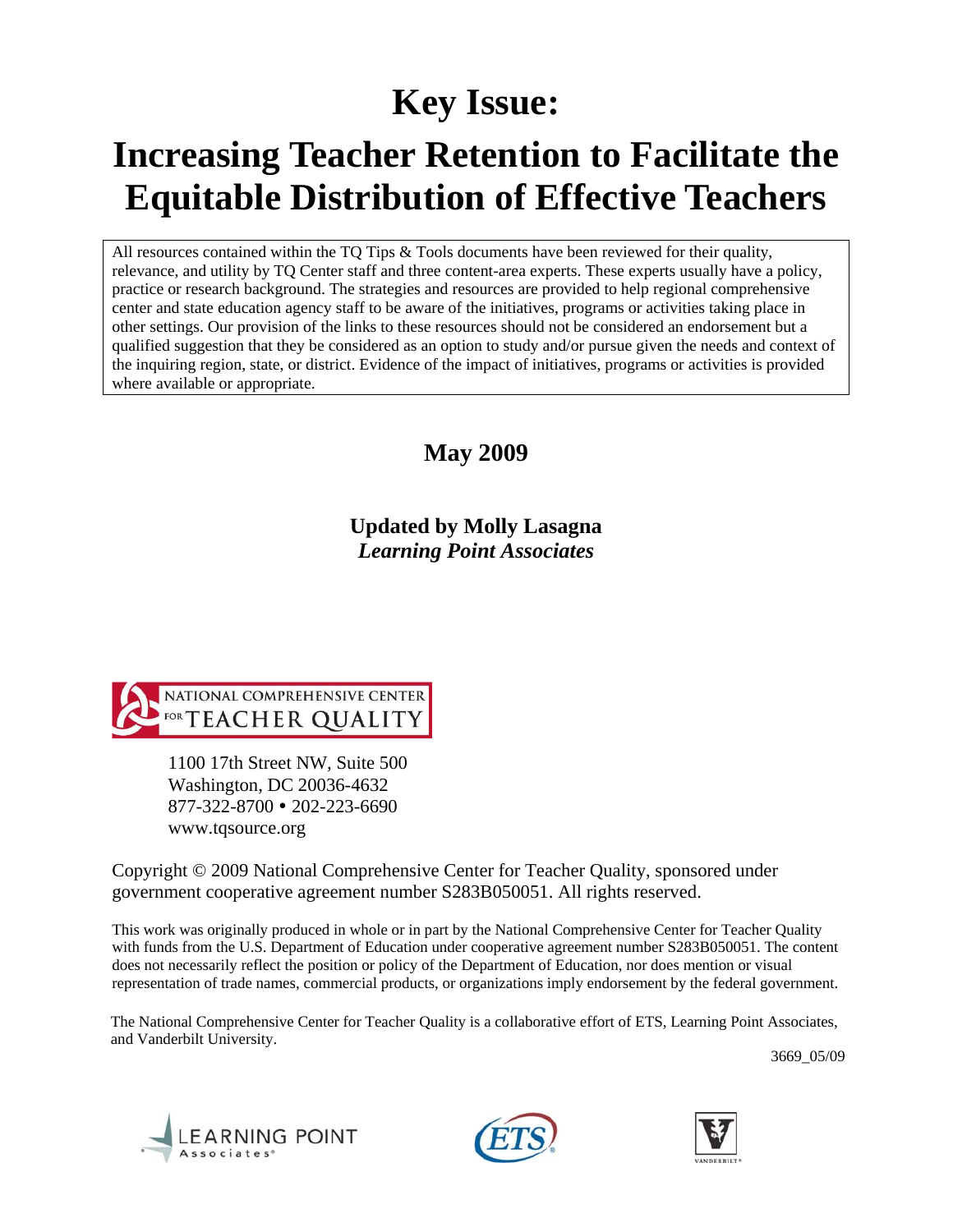# Key Issue:

# Increasing Teacher Retention to Facilitate the Equitable Distribution of Effective Teachers

All resources contained within the TQ Tips & Tools documents have been reviewed for their quality, relevance, and utility by TQ Center staff and three content-area experts. These experts usually have a policy, practice or research background. The strategies and resources are provided to help regional comprehensive center and state education agency staff to be aware of the initiatives, programs or activities taking place in other settings. Our provision of the links to these resources should not be considered an endorsement but a qualified suggestion that they be considered as an option to study and/or pursue given the needs and context of the inquiring region, state, or district. Evidence of the impact of initiatives, programs or activities is provided where available or appropriate.

**May 2009**

**Updated by Molly Lasagna**
***Learning Point Associates***

NATIONAL COMPREHENSIVE CENTER FOR TEACHER QUALITY

1100 17th Street NW, Suite 500
Washington, DC 20036-4632
877-322-8700 • 202-223-6690
www.tqsource.org

Copyright © 2009 National Comprehensive Center for Teacher Quality, sponsored under government cooperative agreement number S283B050051. All rights reserved.

This work was originally produced in whole or in part by the National Comprehensive Center for Teacher Quality with funds from the U.S. Department of Education under cooperative agreement number S283B050051. The content does not necessarily reflect the position or policy of the Department of Education, nor does mention or visual representation of trade names, commercial products, or organizations imply endorsement by the federal government.

The National Comprehensive Center for Teacher Quality is a collaborative effort of ETS, Learning Point Associates, and Vanderbilt University.

3669_05/09

LEARNING POINT Associates

ETS

VANDERBILT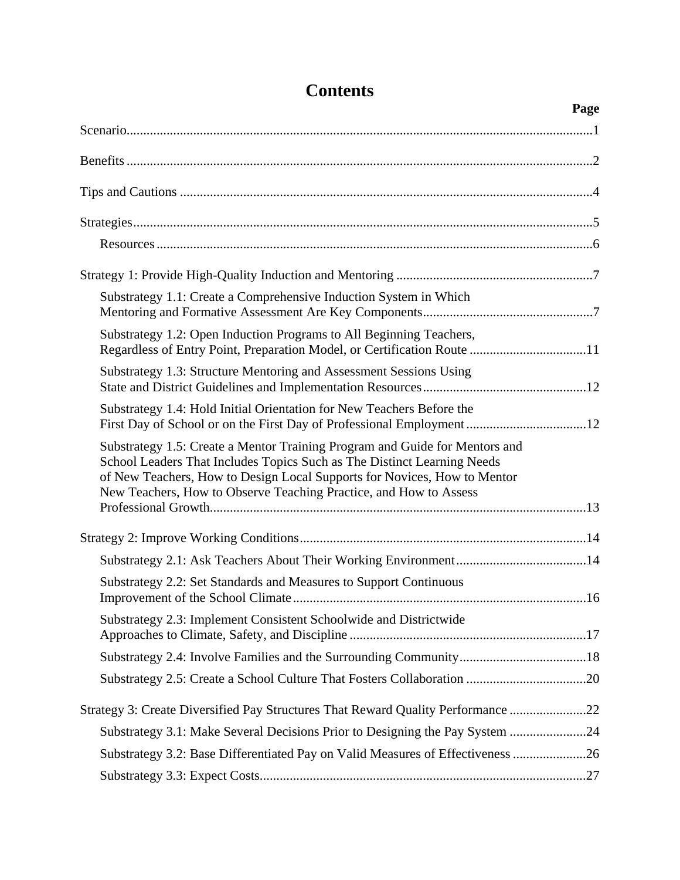# Contents

| | Page |
|---|---|
| Scenario | 1 |
| Benefits | 2 |
| Tips and Cautions | 4 |
| Strategies | 5 |
| Resources | 6 |
| Strategy 1: Provide High-Quality Induction and Mentoring | 7 |
| Substrategy 1.1: Create a Comprehensive Induction System in Which Mentoring and Formative Assessment Are Key Components | 7 |
| Substrategy 1.2: Open Induction Programs to All Beginning Teachers, Regardless of Entry Point, Preparation Model, or Certification Route | 11 |
| Substrategy 1.3: Structure Mentoring and Assessment Sessions Using State and District Guidelines and Implementation Resources | 12 |
| Substrategy 1.4: Hold Initial Orientation for New Teachers Before the First Day of School or on the First Day of Professional Employment | 12 |
| Substrategy 1.5: Create a Mentor Training Program and Guide for Mentors and School Leaders That Includes Topics Such as The Distinct Learning Needs of New Teachers, How to Design Local Supports for Novices, How to Mentor New Teachers, How to Observe Teaching Practice, and How to Assess Professional Growth | 13 |
| Strategy 2: Improve Working Conditions | 14 |
| Substrategy 2.1: Ask Teachers About Their Working Environment | 14 |
| Substrategy 2.2: Set Standards and Measures to Support Continuous Improvement of the School Climate | 16 |
| Substrategy 2.3: Implement Consistent Schoolwide and Districtwide Approaches to Climate, Safety, and Discipline | 17 |
| Substrategy 2.4: Involve Families and the Surrounding Community | 18 |
| Substrategy 2.5: Create a School Culture That Fosters Collaboration | 20 |
| Strategy 3: Create Diversified Pay Structures That Reward Quality Performance | 22 |
| Substrategy 3.1: Make Several Decisions Prior to Designing the Pay System | 24 |
| Substrategy 3.2: Base Differentiated Pay on Valid Measures of Effectiveness | 26 |
| Substrategy 3.3: Expect Costs | 27 |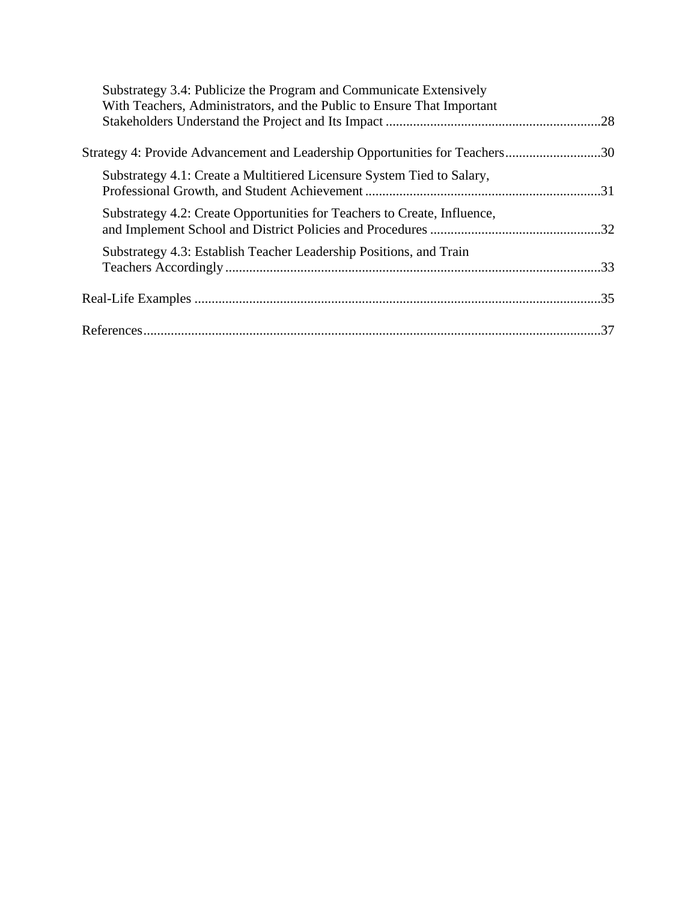- Substrategy 3.4: Publicize the Program and Communicate Extensively With Teachers, Administrators, and the Public to Ensure That Important Stakeholders Understand the Project and Its Impact ............................................................... 28

Strategy 4: Provide Advancement and Leadership Opportunities for Teachers ............................ 30

- Substrategy 4.1: Create a Multitiered Licensure System Tied to Salary, Professional Growth, and Student Achievement ..................................................................... 31
- Substrategy 4.2: Create Opportunities for Teachers to Create, Influence, and Implement School and District Policies and Procedures .................................................. 32
- Substrategy 4.3: Establish Teacher Leadership Positions, and Train Teachers Accordingly ............................................................................................................. 33

Real-Life Examples ....................................................................................................................... 35

References ...................................................................................................................................... 37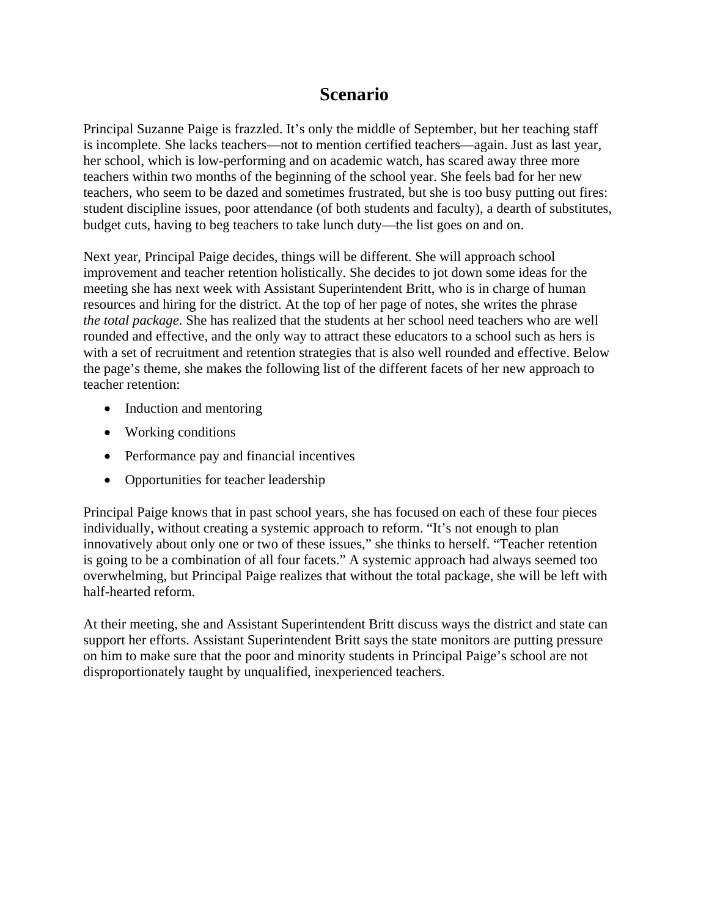# Scenario

Principal Suzanne Paige is frazzled. It's only the middle of September, but her teaching staff is incomplete. She lacks teachers—not to mention certified teachers—again. Just as last year, her school, which is low-performing and on academic watch, has scared away three more teachers within two months of the beginning of the school year. She feels bad for her new teachers, who seem to be dazed and sometimes frustrated, but she is too busy putting out fires: student discipline issues, poor attendance (of both students and faculty), a dearth of substitutes, budget cuts, having to beg teachers to take lunch duty—the list goes on and on.

Next year, Principal Paige decides, things will be different. She will approach school improvement and teacher retention holistically. She decides to jot down some ideas for the meeting she has next week with Assistant Superintendent Britt, who is in charge of human resources and hiring for the district. At the top of her page of notes, she writes the phrase *the total package*. She has realized that the students at her school need teachers who are well rounded and effective, and the only way to attract these educators to a school such as hers is with a set of recruitment and retention strategies that is also well rounded and effective. Below the page's theme, she makes the following list of the different facets of her new approach to teacher retention:

- Induction and mentoring
- Working conditions
- Performance pay and financial incentives
- Opportunities for teacher leadership

Principal Paige knows that in past school years, she has focused on each of these four pieces individually, without creating a systemic approach to reform. "It's not enough to plan innovatively about only one or two of these issues," she thinks to herself. "Teacher retention is going to be a combination of all four facets." A systemic approach had always seemed too overwhelming, but Principal Paige realizes that without the total package, she will be left with half-hearted reform.

At their meeting, she and Assistant Superintendent Britt discuss ways the district and state can support her efforts. Assistant Superintendent Britt says the state monitors are putting pressure on him to make sure that the poor and minority students in Principal Paige's school are not disproportionately taught by unqualified, inexperienced teachers.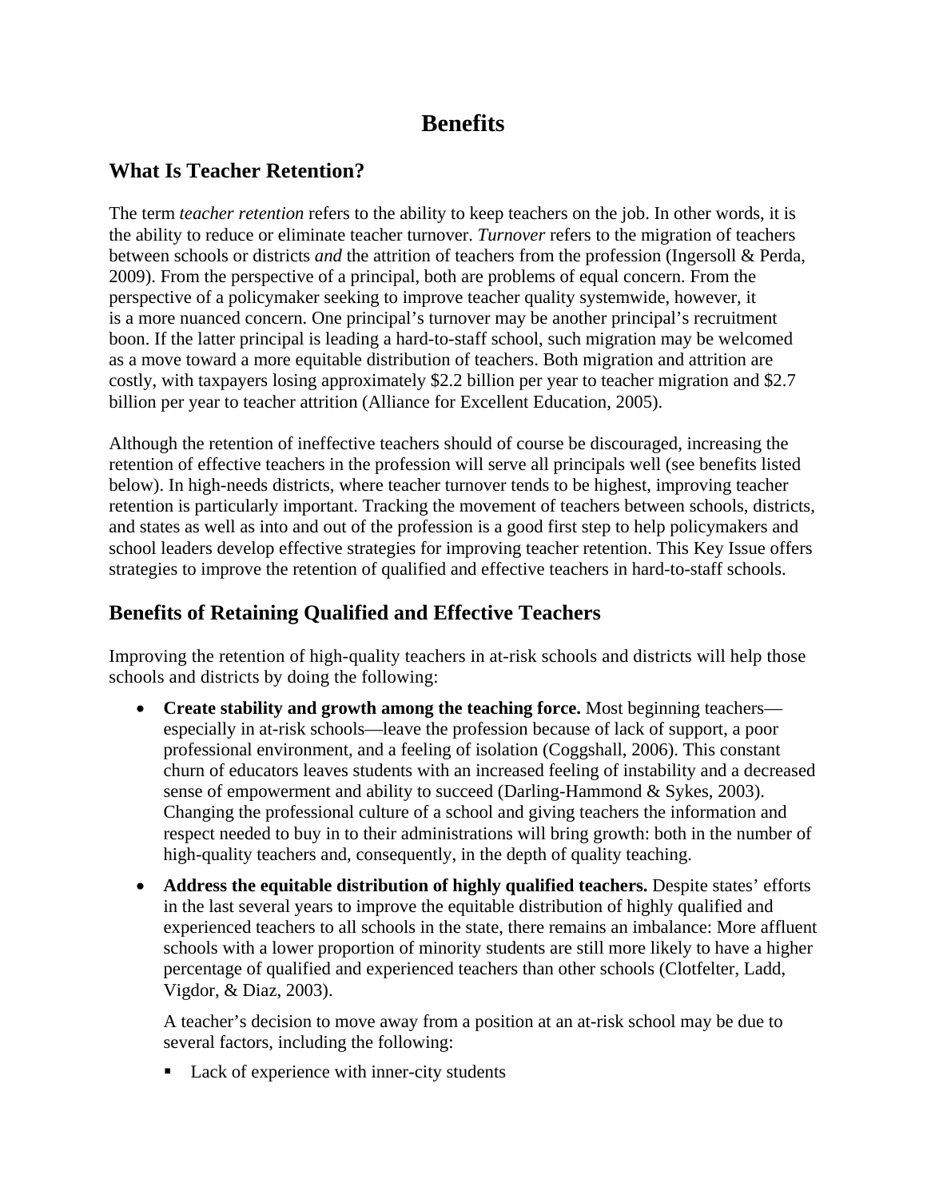# Benefits

## What Is Teacher Retention?

The term *teacher retention* refers to the ability to keep teachers on the job. In other words, it is the ability to reduce or eliminate teacher turnover. *Turnover* refers to the migration of teachers between schools or districts *and* the attrition of teachers from the profession (Ingersoll & Perda, 2009). From the perspective of a principal, both are problems of equal concern. From the perspective of a policymaker seeking to improve teacher quality systemwide, however, it is a more nuanced concern. One principal's turnover may be another principal's recruitment boon. If the latter principal is leading a hard-to-staff school, such migration may be welcomed as a move toward a more equitable distribution of teachers. Both migration and attrition are costly, with taxpayers losing approximately $2.2 billion per year to teacher migration and $2.7 billion per year to teacher attrition (Alliance for Excellent Education, 2005).

Although the retention of ineffective teachers should of course be discouraged, increasing the retention of effective teachers in the profession will serve all principals well (see benefits listed below). In high-needs districts, where teacher turnover tends to be highest, improving teacher retention is particularly important. Tracking the movement of teachers between schools, districts, and states as well as into and out of the profession is a good first step to help policymakers and school leaders develop effective strategies for improving teacher retention. This Key Issue offers strategies to improve the retention of qualified and effective teachers in hard-to-staff schools.

## Benefits of Retaining Qualified and Effective Teachers

Improving the retention of high-quality teachers in at-risk schools and districts will help those schools and districts by doing the following:

- **Create stability and growth among the teaching force.** Most beginning teachers—especially in at-risk schools—leave the profession because of lack of support, a poor professional environment, and a feeling of isolation (Coggshall, 2006). This constant churn of educators leaves students with an increased feeling of instability and a decreased sense of empowerment and ability to succeed (Darling-Hammond & Sykes, 2003). Changing the professional culture of a school and giving teachers the information and respect needed to buy in to their administrations will bring growth: both in the number of high-quality teachers and, consequently, in the depth of quality teaching.
- **Address the equitable distribution of highly qualified teachers.** Despite states' efforts in the last several years to improve the equitable distribution of highly qualified and experienced teachers to all schools in the state, there remains an imbalance: More affluent schools with a lower proportion of minority students are still more likely to have a higher percentage of qualified and experienced teachers than other schools (Clotfelter, Ladd, Vigdor, & Diaz, 2003).

  A teacher's decision to move away from a position at an at-risk school may be due to several factors, including the following:

  - Lack of experience with inner-city students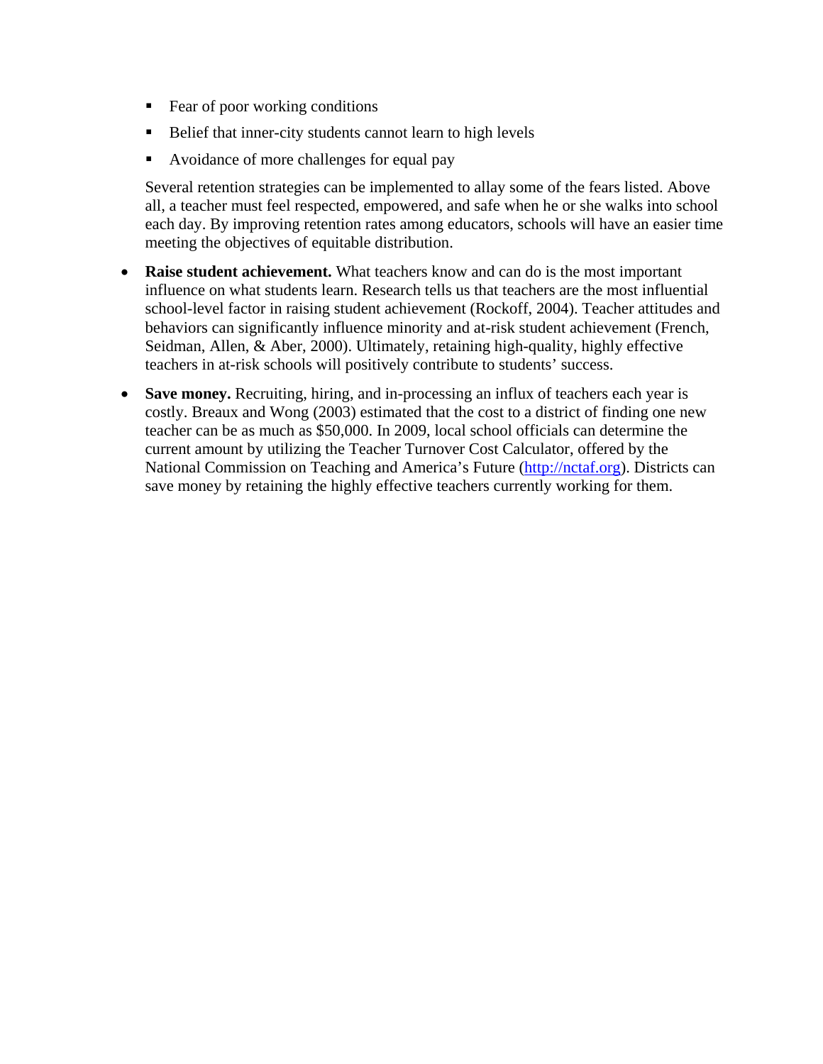- Fear of poor working conditions
  - Belief that inner-city students cannot learn to high levels
  - Avoidance of more challenges for equal pay

  Several retention strategies can be implemented to allay some of the fears listed. Above all, a teacher must feel respected, empowered, and safe when he or she walks into school each day. By improving retention rates among educators, schools will have an easier time meeting the objectives of equitable distribution.

- **Raise student achievement.** What teachers know and can do is the most important influence on what students learn. Research tells us that teachers are the most influential school-level factor in raising student achievement (Rockoff, 2004). Teacher attitudes and behaviors can significantly influence minority and at-risk student achievement (French, Seidman, Allen, & Aber, 2000). Ultimately, retaining high-quality, highly effective teachers in at-risk schools will positively contribute to students' success.

- **Save money.** Recruiting, hiring, and in-processing an influx of teachers each year is costly. Breaux and Wong (2003) estimated that the cost to a district of finding one new teacher can be as much as $50,000. In 2009, local school officials can determine the current amount by utilizing the Teacher Turnover Cost Calculator, offered by the National Commission on Teaching and America's Future (http://nctaf.org). Districts can save money by retaining the highly effective teachers currently working for them.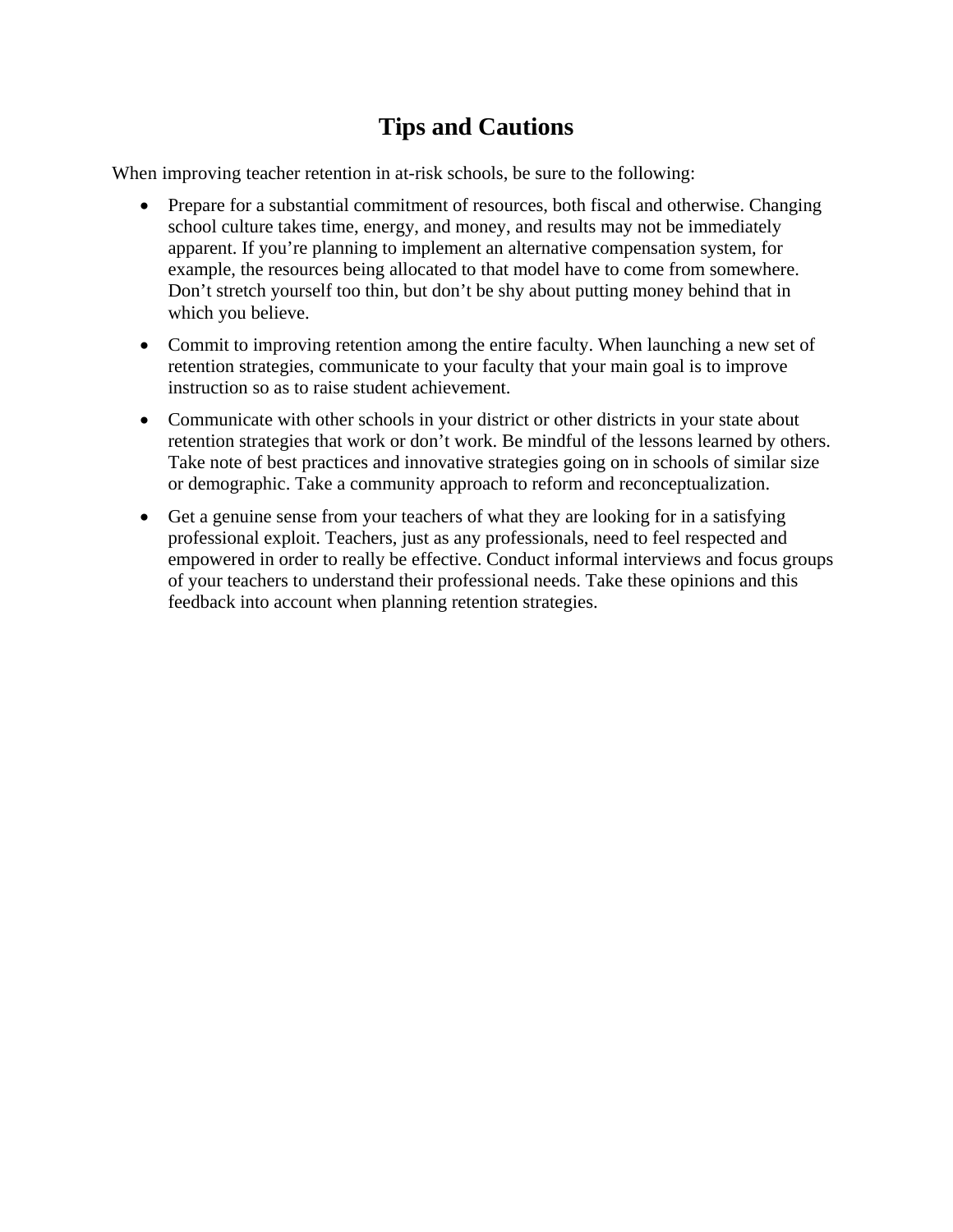# Tips and Cautions

When improving teacher retention in at-risk schools, be sure to the following:

- Prepare for a substantial commitment of resources, both fiscal and otherwise. Changing school culture takes time, energy, and money, and results may not be immediately apparent. If you're planning to implement an alternative compensation system, for example, the resources being allocated to that model have to come from somewhere. Don't stretch yourself too thin, but don't be shy about putting money behind that in which you believe.
- Commit to improving retention among the entire faculty. When launching a new set of retention strategies, communicate to your faculty that your main goal is to improve instruction so as to raise student achievement.
- Communicate with other schools in your district or other districts in your state about retention strategies that work or don't work. Be mindful of the lessons learned by others. Take note of best practices and innovative strategies going on in schools of similar size or demographic. Take a community approach to reform and reconceptualization.
- Get a genuine sense from your teachers of what they are looking for in a satisfying professional exploit. Teachers, just as any professionals, need to feel respected and empowered in order to really be effective. Conduct informal interviews and focus groups of your teachers to understand their professional needs. Take these opinions and this feedback into account when planning retention strategies.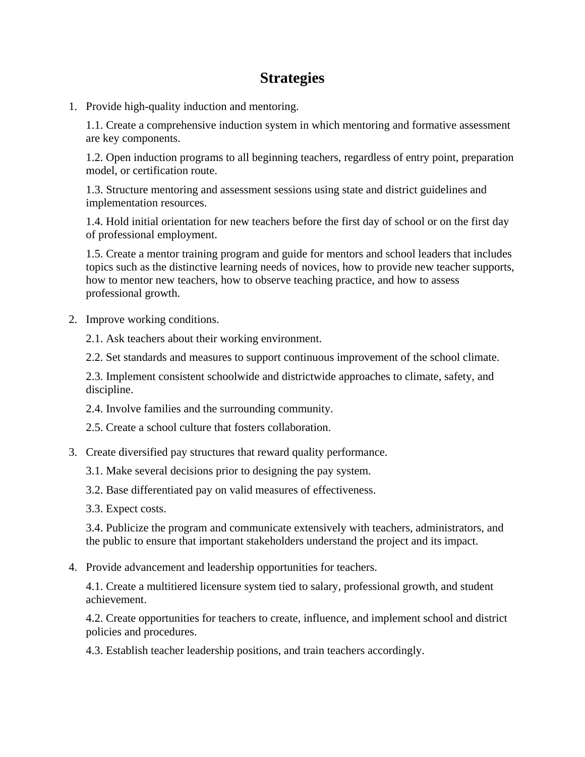# Strategies

1. Provide high-quality induction and mentoring.

   1.1. Create a comprehensive induction system in which mentoring and formative assessment are key components.

   1.2. Open induction programs to all beginning teachers, regardless of entry point, preparation model, or certification route.

   1.3. Structure mentoring and assessment sessions using state and district guidelines and implementation resources.

   1.4. Hold initial orientation for new teachers before the first day of school or on the first day of professional employment.

   1.5. Create a mentor training program and guide for mentors and school leaders that includes topics such as the distinctive learning needs of novices, how to provide new teacher supports, how to mentor new teachers, how to observe teaching practice, and how to assess professional growth.

2. Improve working conditions.

   2.1. Ask teachers about their working environment.

   2.2. Set standards and measures to support continuous improvement of the school climate.

   2.3. Implement consistent schoolwide and districtwide approaches to climate, safety, and discipline.

   2.4. Involve families and the surrounding community.

   2.5. Create a school culture that fosters collaboration.

3. Create diversified pay structures that reward quality performance.

   3.1. Make several decisions prior to designing the pay system.

   3.2. Base differentiated pay on valid measures of effectiveness.

   3.3. Expect costs.

   3.4. Publicize the program and communicate extensively with teachers, administrators, and the public to ensure that important stakeholders understand the project and its impact.

4. Provide advancement and leadership opportunities for teachers.

   4.1. Create a multitiered licensure system tied to salary, professional growth, and student achievement.

   4.2. Create opportunities for teachers to create, influence, and implement school and district policies and procedures.

   4.3. Establish teacher leadership positions, and train teachers accordingly.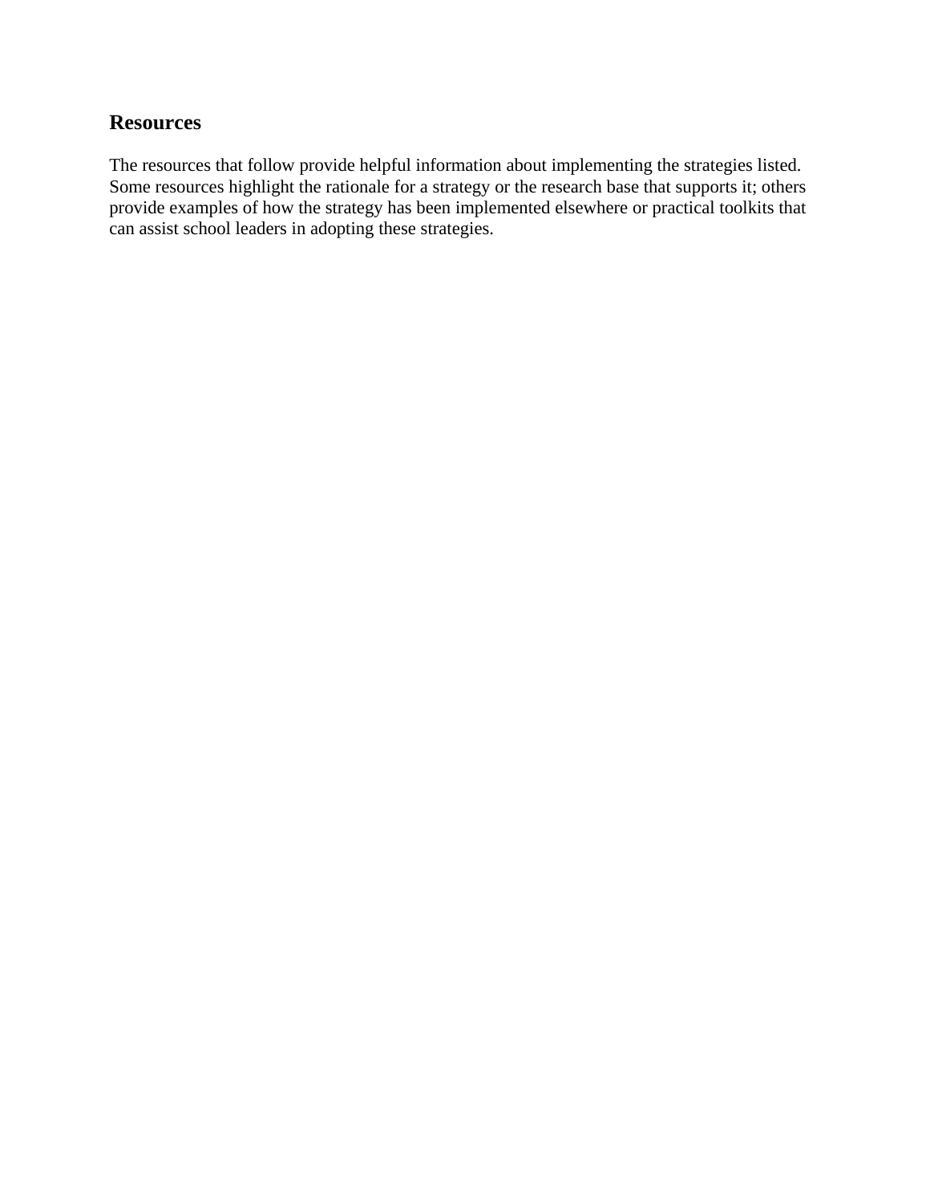## Resources

The resources that follow provide helpful information about implementing the strategies listed. Some resources highlight the rationale for a strategy or the research base that supports it; others provide examples of how the strategy has been implemented elsewhere or practical toolkits that can assist school leaders in adopting these strategies.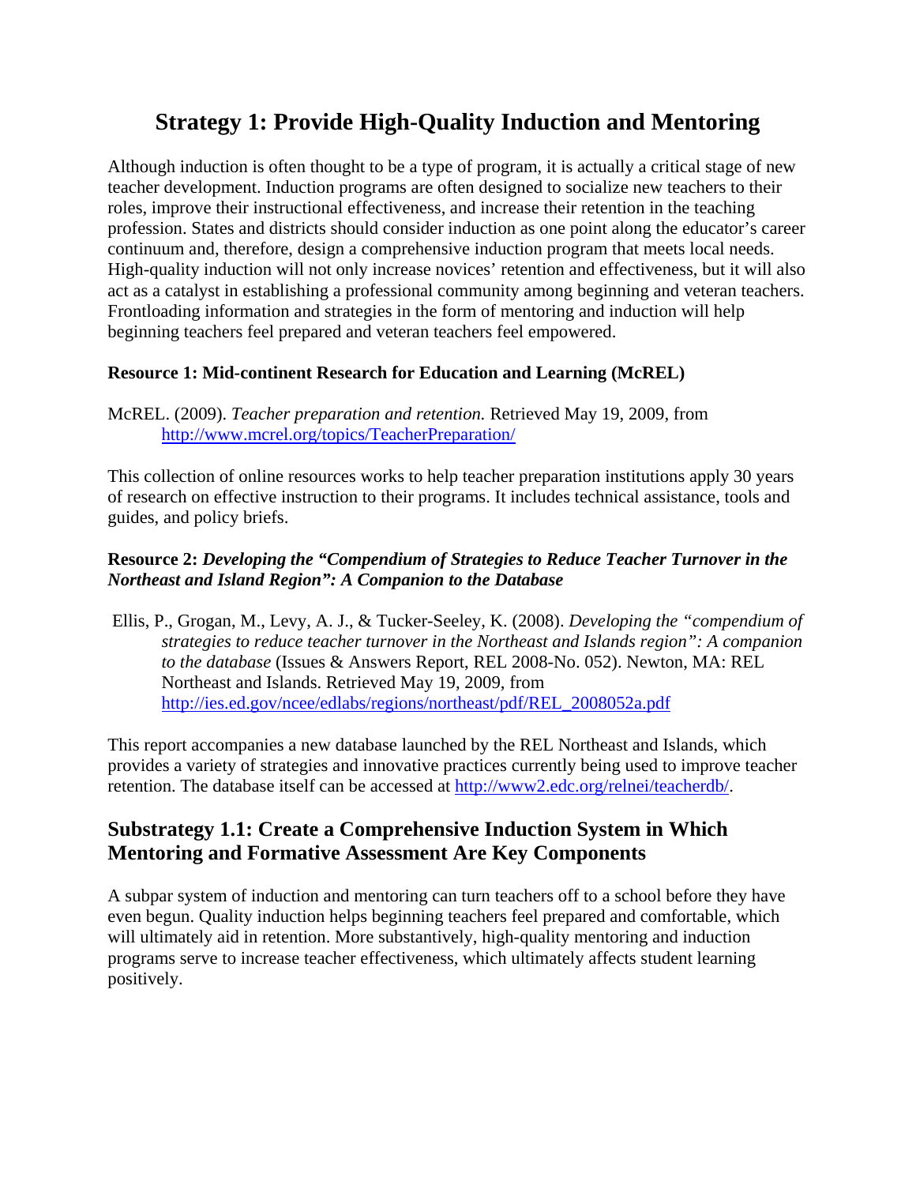# Strategy 1: Provide High-Quality Induction and Mentoring

Although induction is often thought to be a type of program, it is actually a critical stage of new teacher development. Induction programs are often designed to socialize new teachers to their roles, improve their instructional effectiveness, and increase their retention in the teaching profession. States and districts should consider induction as one point along the educator's career continuum and, therefore, design a comprehensive induction program that meets local needs. High-quality induction will not only increase novices' retention and effectiveness, but it will also act as a catalyst in establishing a professional community among beginning and veteran teachers. Frontloading information and strategies in the form of mentoring and induction will help beginning teachers feel prepared and veteran teachers feel empowered.

**Resource 1: Mid-continent Research for Education and Learning (McREL)**

McREL. (2009). *Teacher preparation and retention.* Retrieved May 19, 2009, from http://www.mcrel.org/topics/TeacherPreparation/

This collection of online resources works to help teacher preparation institutions apply 30 years of research on effective instruction to their programs. It includes technical assistance, tools and guides, and policy briefs.

**Resource 2: *Developing the "Compendium of Strategies to Reduce Teacher Turnover in the Northeast and Island Region": A Companion to the Database***

Ellis, P., Grogan, M., Levy, A. J., & Tucker-Seeley, K. (2008). *Developing the "compendium of strategies to reduce teacher turnover in the Northeast and Islands region": A companion to the database* (Issues & Answers Report, REL 2008-No. 052). Newton, MA: REL Northeast and Islands. Retrieved May 19, 2009, from http://ies.ed.gov/ncee/edlabs/regions/northeast/pdf/REL_2008052a.pdf

This report accompanies a new database launched by the REL Northeast and Islands, which provides a variety of strategies and innovative practices currently being used to improve teacher retention. The database itself can be accessed at http://www2.edc.org/relnei/teacherdb/.

## Substrategy 1.1: Create a Comprehensive Induction System in Which Mentoring and Formative Assessment Are Key Components

A subpar system of induction and mentoring can turn teachers off to a school before they have even begun. Quality induction helps beginning teachers feel prepared and comfortable, which will ultimately aid in retention. More substantively, high-quality mentoring and induction programs serve to increase teacher effectiveness, which ultimately affects student learning positively.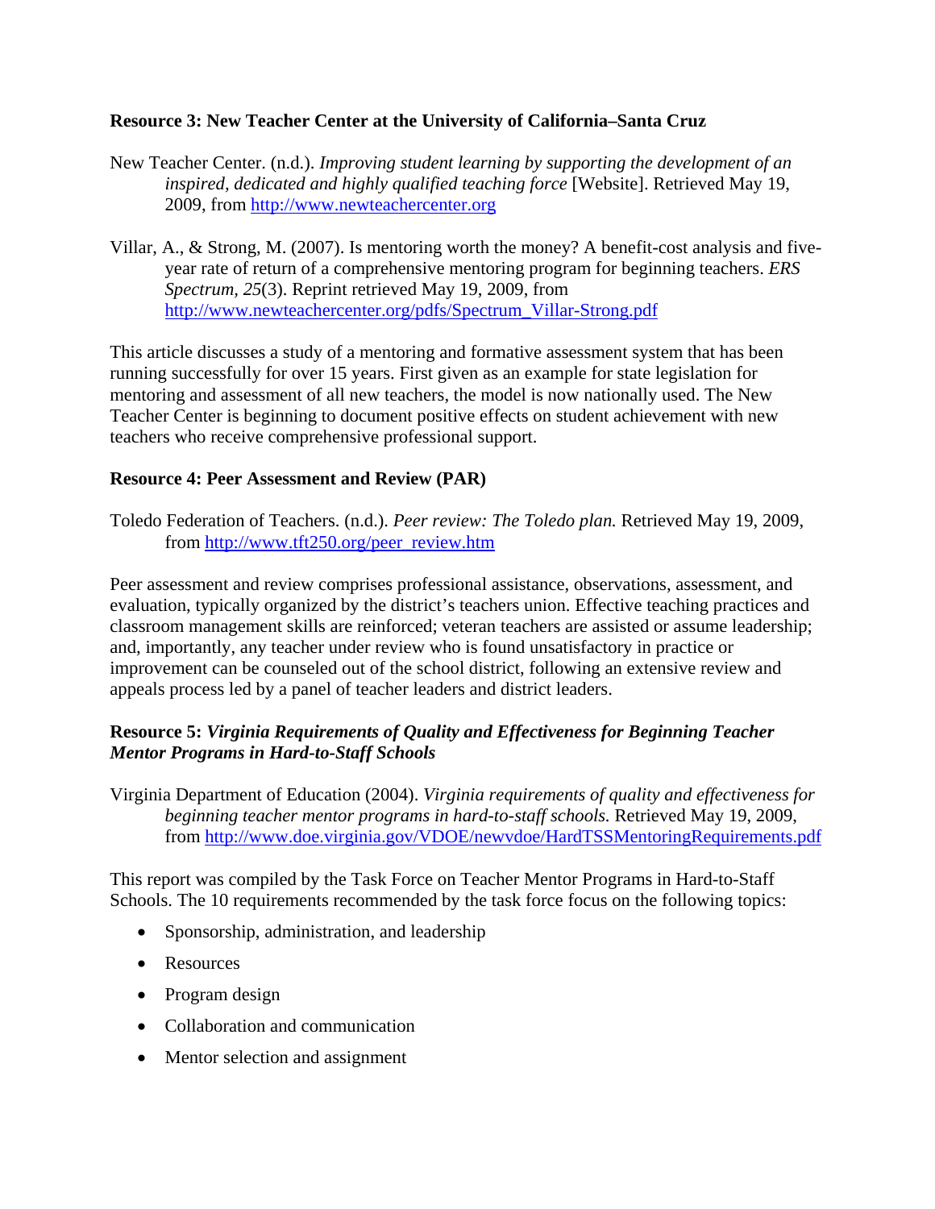**Resource 3: New Teacher Center at the University of California–Santa Cruz**

New Teacher Center. (n.d.). *Improving student learning by supporting the development of an inspired, dedicated and highly qualified teaching force* [Website]. Retrieved May 19, 2009, from http://www.newteachercenter.org

Villar, A., & Strong, M. (2007). Is mentoring worth the money? A benefit-cost analysis and five-year rate of return of a comprehensive mentoring program for beginning teachers. *ERS Spectrum, 25*(3). Reprint retrieved May 19, 2009, from http://www.newteachercenter.org/pdfs/Spectrum_Villar-Strong.pdf

This article discusses a study of a mentoring and formative assessment system that has been running successfully for over 15 years. First given as an example for state legislation for mentoring and assessment of all new teachers, the model is now nationally used. The New Teacher Center is beginning to document positive effects on student achievement with new teachers who receive comprehensive professional support.

**Resource 4: Peer Assessment and Review (PAR)**

Toledo Federation of Teachers. (n.d.). *Peer review: The Toledo plan.* Retrieved May 19, 2009, from http://www.tft250.org/peer_review.htm

Peer assessment and review comprises professional assistance, observations, assessment, and evaluation, typically organized by the district's teachers union. Effective teaching practices and classroom management skills are reinforced; veteran teachers are assisted or assume leadership; and, importantly, any teacher under review who is found unsatisfactory in practice or improvement can be counseled out of the school district, following an extensive review and appeals process led by a panel of teacher leaders and district leaders.

**Resource 5: *Virginia Requirements of Quality and Effectiveness for Beginning Teacher Mentor Programs in Hard-to-Staff Schools***

Virginia Department of Education (2004). *Virginia requirements of quality and effectiveness for beginning teacher mentor programs in hard-to-staff schools.* Retrieved May 19, 2009, from http://www.doe.virginia.gov/VDOE/newvdoe/HardTSSMentoringRequirements.pdf

This report was compiled by the Task Force on Teacher Mentor Programs in Hard-to-Staff Schools. The 10 requirements recommended by the task force focus on the following topics:

- Sponsorship, administration, and leadership
- Resources
- Program design
- Collaboration and communication
- Mentor selection and assignment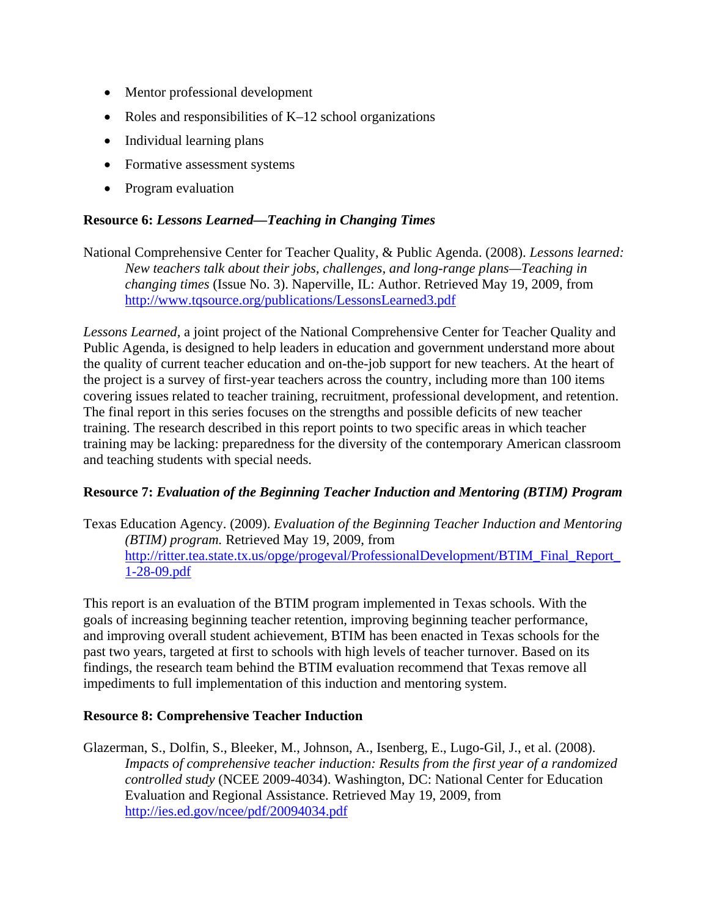- Mentor professional development
- Roles and responsibilities of K–12 school organizations
- Individual learning plans
- Formative assessment systems
- Program evaluation

**Resource 6: *Lessons Learned—Teaching in Changing Times***

National Comprehensive Center for Teacher Quality, & Public Agenda. (2008). *Lessons learned: New teachers talk about their jobs, challenges, and long-range plans—Teaching in changing times* (Issue No. 3). Naperville, IL: Author. Retrieved May 19, 2009, from http://www.tqsource.org/publications/LessonsLearned3.pdf

*Lessons Learned*, a joint project of the National Comprehensive Center for Teacher Quality and Public Agenda, is designed to help leaders in education and government understand more about the quality of current teacher education and on-the-job support for new teachers. At the heart of the project is a survey of first-year teachers across the country, including more than 100 items covering issues related to teacher training, recruitment, professional development, and retention. The final report in this series focuses on the strengths and possible deficits of new teacher training. The research described in this report points to two specific areas in which teacher training may be lacking: preparedness for the diversity of the contemporary American classroom and teaching students with special needs.

**Resource 7: *Evaluation of the Beginning Teacher Induction and Mentoring (BTIM) Program***

Texas Education Agency. (2009). *Evaluation of the Beginning Teacher Induction and Mentoring (BTIM) program.* Retrieved May 19, 2009, from http://ritter.tea.state.tx.us/opge/progeval/ProfessionalDevelopment/BTIM_Final_Report_1-28-09.pdf

This report is an evaluation of the BTIM program implemented in Texas schools. With the goals of increasing beginning teacher retention, improving beginning teacher performance, and improving overall student achievement, BTIM has been enacted in Texas schools for the past two years, targeted at first to schools with high levels of teacher turnover. Based on its findings, the research team behind the BTIM evaluation recommend that Texas remove all impediments to full implementation of this induction and mentoring system.

**Resource 8: Comprehensive Teacher Induction**

Glazerman, S., Dolfin, S., Bleeker, M., Johnson, A., Isenberg, E., Lugo-Gil, J., et al. (2008). *Impacts of comprehensive teacher induction: Results from the first year of a randomized controlled study* (NCEE 2009-4034). Washington, DC: National Center for Education Evaluation and Regional Assistance. Retrieved May 19, 2009, from http://ies.ed.gov/ncee/pdf/20094034.pdf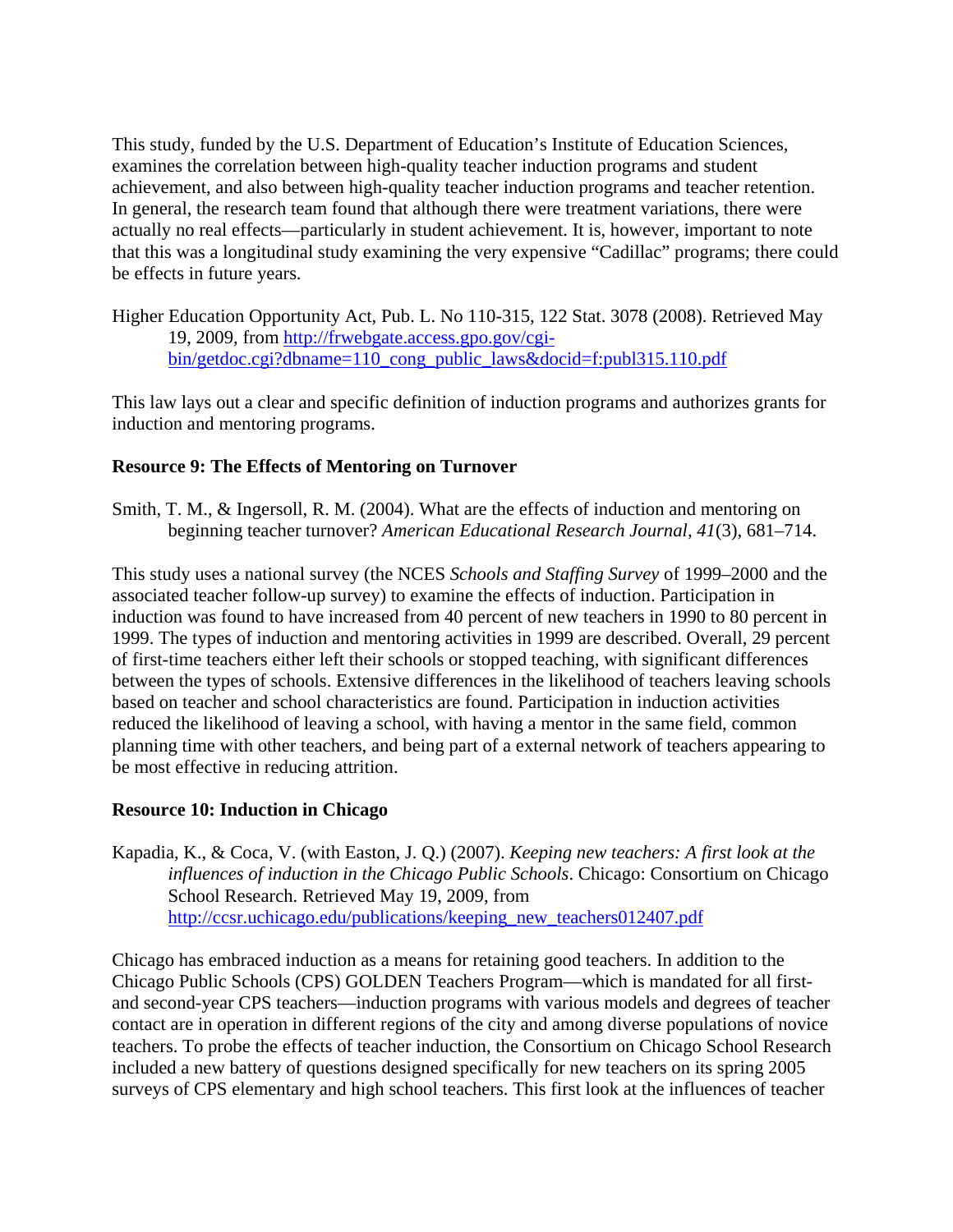This study, funded by the U.S. Department of Education's Institute of Education Sciences, examines the correlation between high-quality teacher induction programs and student achievement, and also between high-quality teacher induction programs and teacher retention. In general, the research team found that although there were treatment variations, there were actually no real effects—particularly in student achievement. It is, however, important to note that this was a longitudinal study examining the very expensive "Cadillac" programs; there could be effects in future years.

Higher Education Opportunity Act, Pub. L. No 110-315, 122 Stat. 3078 (2008). Retrieved May 19, 2009, from [http://frwebgate.access.gpo.gov/cgi-bin/getdoc.cgi?dbname=110_cong_public_laws&docid=f:publ315.110.pdf](http://frwebgate.access.gpo.gov/cgi-bin/getdoc.cgi?dbname=110_cong_public_laws&docid=f:publ315.110.pdf)

This law lays out a clear and specific definition of induction programs and authorizes grants for induction and mentoring programs.

**Resource 9: The Effects of Mentoring on Turnover**

Smith, T. M., & Ingersoll, R. M. (2004). What are the effects of induction and mentoring on beginning teacher turnover? *American Educational Research Journal, 41*(3), 681–714.

This study uses a national survey (the NCES *Schools and Staffing Survey* of 1999–2000 and the associated teacher follow-up survey) to examine the effects of induction. Participation in induction was found to have increased from 40 percent of new teachers in 1990 to 80 percent in 1999. The types of induction and mentoring activities in 1999 are described. Overall, 29 percent of first-time teachers either left their schools or stopped teaching, with significant differences between the types of schools. Extensive differences in the likelihood of teachers leaving schools based on teacher and school characteristics are found. Participation in induction activities reduced the likelihood of leaving a school, with having a mentor in the same field, common planning time with other teachers, and being part of a external network of teachers appearing to be most effective in reducing attrition.

**Resource 10: Induction in Chicago**

Kapadia, K., & Coca, V. (with Easton, J. Q.) (2007). *Keeping new teachers: A first look at the influences of induction in the Chicago Public Schools*. Chicago: Consortium on Chicago School Research. Retrieved May 19, 2009, from [http://ccsr.uchicago.edu/publications/keeping_new_teachers012407.pdf](http://ccsr.uchicago.edu/publications/keeping_new_teachers012407.pdf)

Chicago has embraced induction as a means for retaining good teachers. In addition to the Chicago Public Schools (CPS) GOLDEN Teachers Program—which is mandated for all first- and second-year CPS teachers—induction programs with various models and degrees of teacher contact are in operation in different regions of the city and among diverse populations of novice teachers. To probe the effects of teacher induction, the Consortium on Chicago School Research included a new battery of questions designed specifically for new teachers on its spring 2005 surveys of CPS elementary and high school teachers. This first look at the influences of teacher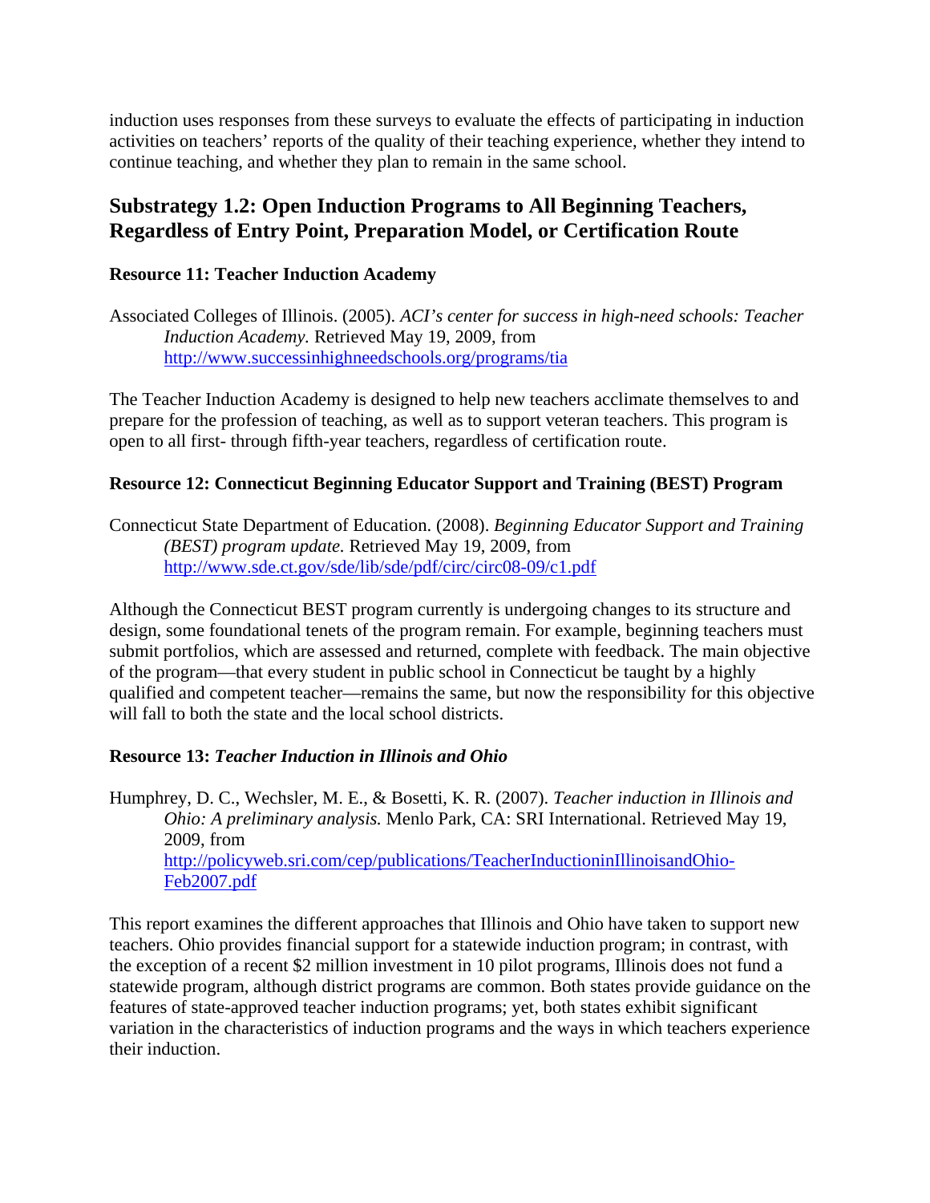induction uses responses from these surveys to evaluate the effects of participating in induction activities on teachers' reports of the quality of their teaching experience, whether they intend to continue teaching, and whether they plan to remain in the same school.

## Substrategy 1.2: Open Induction Programs to All Beginning Teachers, Regardless of Entry Point, Preparation Model, or Certification Route

### Resource 11: Teacher Induction Academy

Associated Colleges of Illinois. (2005). *ACI's center for success in high-need schools: Teacher Induction Academy.* Retrieved May 19, 2009, from http://www.successinhighneedschools.org/programs/tia

The Teacher Induction Academy is designed to help new teachers acclimate themselves to and prepare for the profession of teaching, as well as to support veteran teachers. This program is open to all first- through fifth-year teachers, regardless of certification route.

### Resource 12: Connecticut Beginning Educator Support and Training (BEST) Program

Connecticut State Department of Education. (2008). *Beginning Educator Support and Training (BEST) program update.* Retrieved May 19, 2009, from http://www.sde.ct.gov/sde/lib/sde/pdf/circ/circ08-09/c1.pdf

Although the Connecticut BEST program currently is undergoing changes to its structure and design, some foundational tenets of the program remain. For example, beginning teachers must submit portfolios, which are assessed and returned, complete with feedback. The main objective of the program—that every student in public school in Connecticut be taught by a highly qualified and competent teacher—remains the same, but now the responsibility for this objective will fall to both the state and the local school districts.

### Resource 13: *Teacher Induction in Illinois and Ohio*

Humphrey, D. C., Wechsler, M. E., & Bosetti, K. R. (2007). *Teacher induction in Illinois and Ohio: A preliminary analysis.* Menlo Park, CA: SRI International. Retrieved May 19, 2009, from http://policyweb.sri.com/cep/publications/TeacherInductioninIllinoisandOhio-Feb2007.pdf

This report examines the different approaches that Illinois and Ohio have taken to support new teachers. Ohio provides financial support for a statewide induction program; in contrast, with the exception of a recent $2 million investment in 10 pilot programs, Illinois does not fund a statewide program, although district programs are common. Both states provide guidance on the features of state-approved teacher induction programs; yet, both states exhibit significant variation in the characteristics of induction programs and the ways in which teachers experience their induction.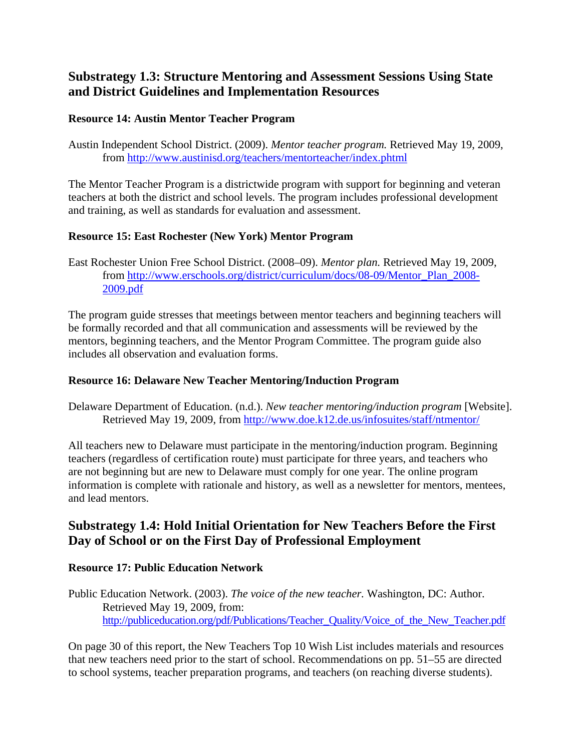## Substrategy 1.3: Structure Mentoring and Assessment Sessions Using State and District Guidelines and Implementation Resources

### Resource 14: Austin Mentor Teacher Program

Austin Independent School District. (2009). *Mentor teacher program.* Retrieved May 19, 2009, from http://www.austinisd.org/teachers/mentorteacher/index.phtml

The Mentor Teacher Program is a districtwide program with support for beginning and veteran teachers at both the district and school levels. The program includes professional development and training, as well as standards for evaluation and assessment.

### Resource 15: East Rochester (New York) Mentor Program

East Rochester Union Free School District. (2008–09). *Mentor plan.* Retrieved May 19, 2009, from http://www.erschools.org/district/curriculum/docs/08-09/Mentor_Plan_2008-2009.pdf

The program guide stresses that meetings between mentor teachers and beginning teachers will be formally recorded and that all communication and assessments will be reviewed by the mentors, beginning teachers, and the Mentor Program Committee. The program guide also includes all observation and evaluation forms.

### Resource 16: Delaware New Teacher Mentoring/Induction Program

Delaware Department of Education. (n.d.). *New teacher mentoring/induction program* [Website]. Retrieved May 19, 2009, from http://www.doe.k12.de.us/infosuites/staff/ntmentor/

All teachers new to Delaware must participate in the mentoring/induction program. Beginning teachers (regardless of certification route) must participate for three years, and teachers who are not beginning but are new to Delaware must comply for one year. The online program information is complete with rationale and history, as well as a newsletter for mentors, mentees, and lead mentors.

## Substrategy 1.4: Hold Initial Orientation for New Teachers Before the First Day of School or on the First Day of Professional Employment

### Resource 17: Public Education Network

Public Education Network. (2003). *The voice of the new teacher.* Washington, DC: Author. Retrieved May 19, 2009, from: http://publiceducation.org/pdf/Publications/Teacher_Quality/Voice_of_the_New_Teacher.pdf

On page 30 of this report, the New Teachers Top 10 Wish List includes materials and resources that new teachers need prior to the start of school. Recommendations on pp. 51–55 are directed to school systems, teacher preparation programs, and teachers (on reaching diverse students).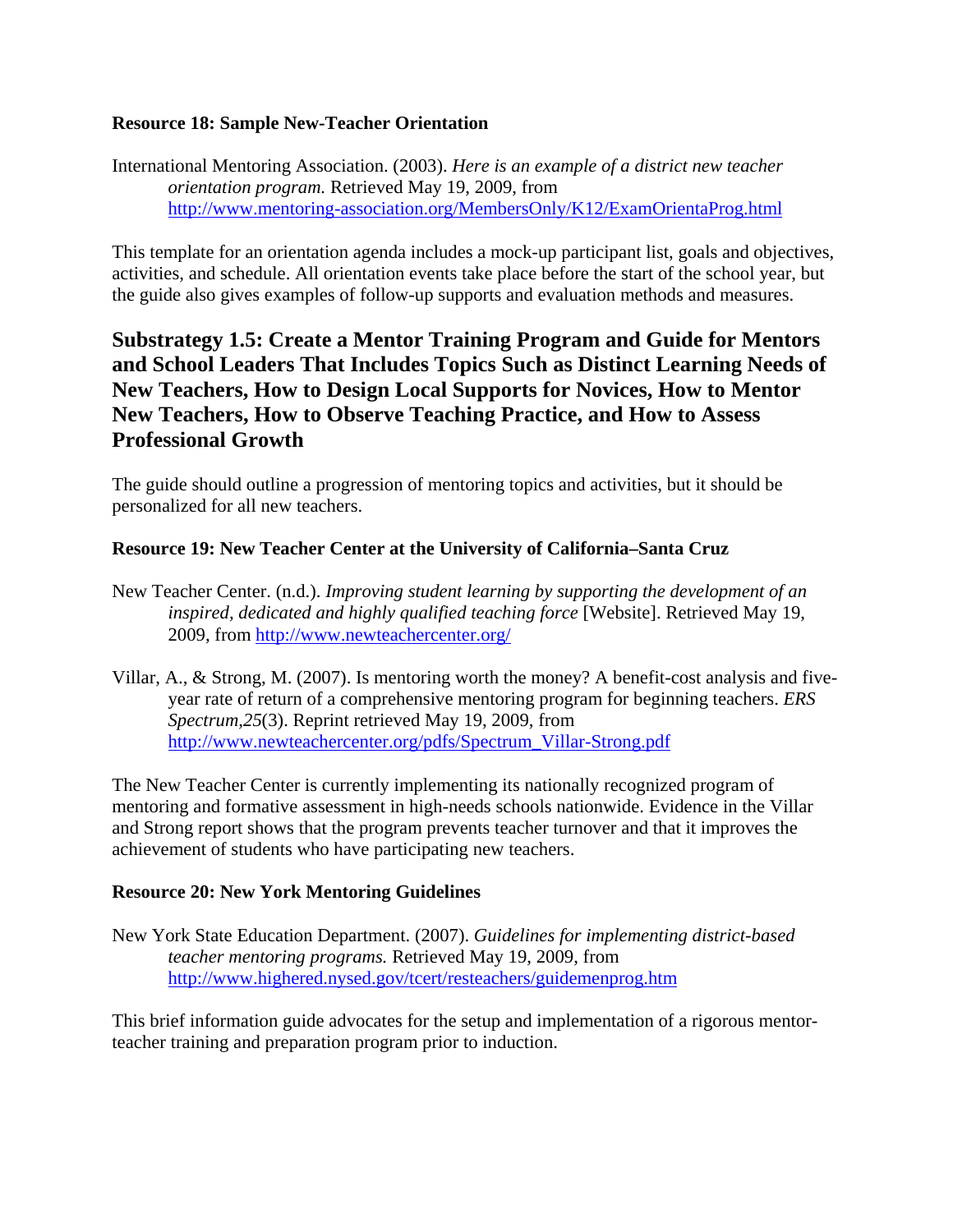**Resource 18: Sample New-Teacher Orientation**

International Mentoring Association. (2003). *Here is an example of a district new teacher orientation program.* Retrieved May 19, 2009, from http://www.mentoring-association.org/MembersOnly/K12/ExamOrientaProg.html

This template for an orientation agenda includes a mock-up participant list, goals and objectives, activities, and schedule. All orientation events take place before the start of the school year, but the guide also gives examples of follow-up supports and evaluation methods and measures.

## Substrategy 1.5: Create a Mentor Training Program and Guide for Mentors and School Leaders That Includes Topics Such as Distinct Learning Needs of New Teachers, How to Design Local Supports for Novices, How to Mentor New Teachers, How to Observe Teaching Practice, and How to Assess Professional Growth

The guide should outline a progression of mentoring topics and activities, but it should be personalized for all new teachers.

**Resource 19: New Teacher Center at the University of California–Santa Cruz**

New Teacher Center. (n.d.). *Improving student learning by supporting the development of an inspired, dedicated and highly qualified teaching force* [Website]. Retrieved May 19, 2009, from http://www.newteachercenter.org/

Villar, A., & Strong, M. (2007). Is mentoring worth the money? A benefit-cost analysis and five-year rate of return of a comprehensive mentoring program for beginning teachers. *ERS Spectrum,25*(3). Reprint retrieved May 19, 2009, from http://www.newteachercenter.org/pdfs/Spectrum_Villar-Strong.pdf

The New Teacher Center is currently implementing its nationally recognized program of mentoring and formative assessment in high-needs schools nationwide. Evidence in the Villar and Strong report shows that the program prevents teacher turnover and that it improves the achievement of students who have participating new teachers.

**Resource 20: New York Mentoring Guidelines**

New York State Education Department. (2007). *Guidelines for implementing district-based teacher mentoring programs.* Retrieved May 19, 2009, from http://www.highered.nysed.gov/tcert/resteachers/guidemenprog.htm

This brief information guide advocates for the setup and implementation of a rigorous mentor-teacher training and preparation program prior to induction.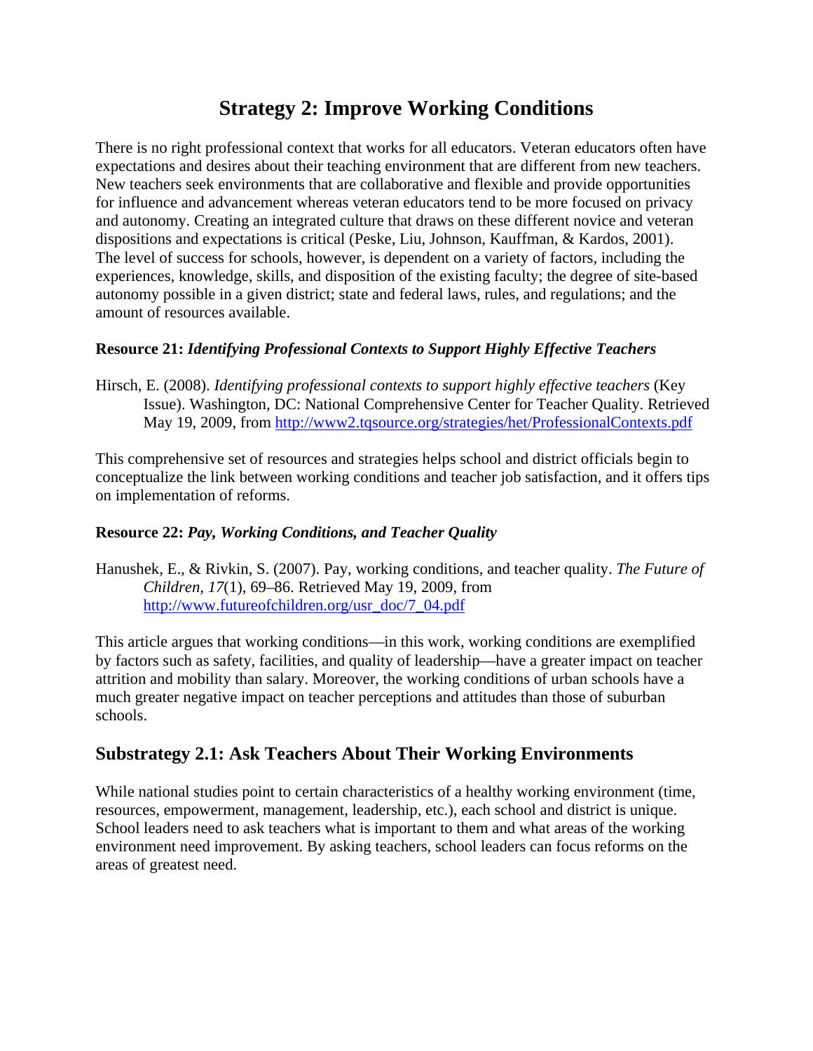# Strategy 2: Improve Working Conditions

There is no right professional context that works for all educators. Veteran educators often have expectations and desires about their teaching environment that are different from new teachers. New teachers seek environments that are collaborative and flexible and provide opportunities for influence and advancement whereas veteran educators tend to be more focused on privacy and autonomy. Creating an integrated culture that draws on these different novice and veteran dispositions and expectations is critical (Peske, Liu, Johnson, Kauffman, & Kardos, 2001). The level of success for schools, however, is dependent on a variety of factors, including the experiences, knowledge, skills, and disposition of the existing faculty; the degree of site-based autonomy possible in a given district; state and federal laws, rules, and regulations; and the amount of resources available.

**Resource 21:** ***Identifying Professional Contexts to Support Highly Effective Teachers***

Hirsch, E. (2008). *Identifying professional contexts to support highly effective teachers* (Key Issue). Washington, DC: National Comprehensive Center for Teacher Quality. Retrieved May 19, 2009, from http://www2.tqsource.org/strategies/het/ProfessionalContexts.pdf

This comprehensive set of resources and strategies helps school and district officials begin to conceptualize the link between working conditions and teacher job satisfaction, and it offers tips on implementation of reforms.

**Resource 22:** ***Pay, Working Conditions, and Teacher Quality***

Hanushek, E., & Rivkin, S. (2007). Pay, working conditions, and teacher quality. *The Future of Children, 17*(1), 69–86. Retrieved May 19, 2009, from http://www.futureofchildren.org/usr_doc/7_04.pdf

This article argues that working conditions—in this work, working conditions are exemplified by factors such as safety, facilities, and quality of leadership—have a greater impact on teacher attrition and mobility than salary. Moreover, the working conditions of urban schools have a much greater negative impact on teacher perceptions and attitudes than those of suburban schools.

## Substrategy 2.1: Ask Teachers About Their Working Environments

While national studies point to certain characteristics of a healthy working environment (time, resources, empowerment, management, leadership, etc.), each school and district is unique. School leaders need to ask teachers what is important to them and what areas of the working environment need improvement. By asking teachers, school leaders can focus reforms on the areas of greatest need.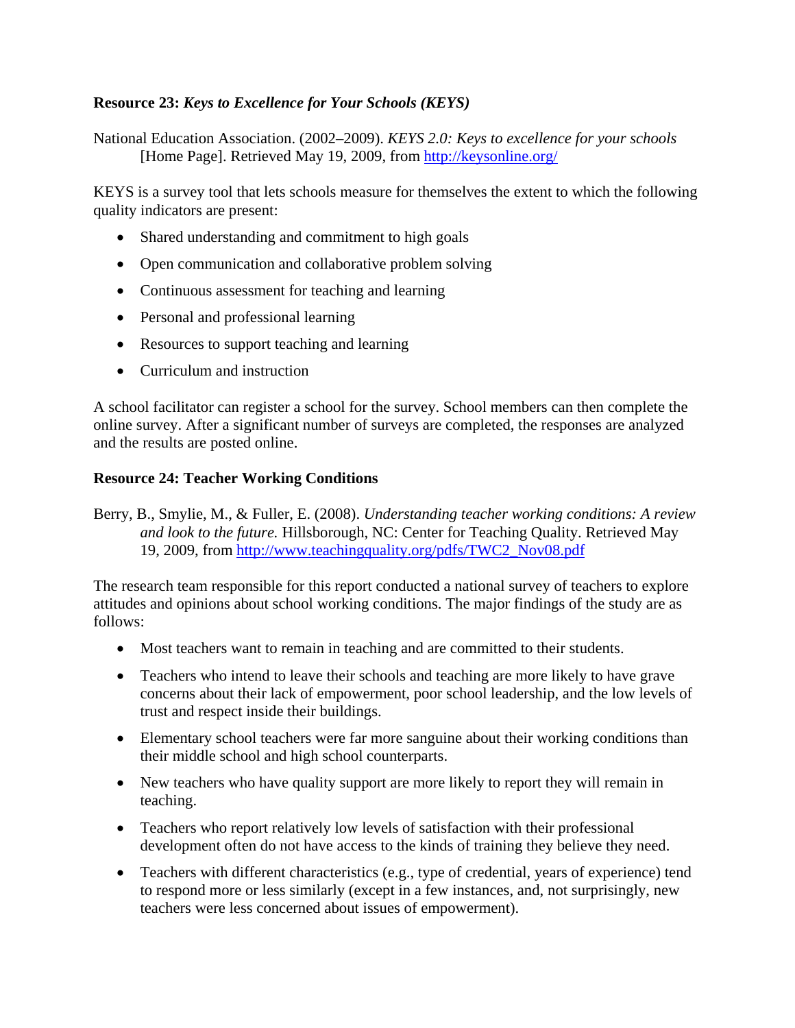**Resource 23: *Keys to Excellence for Your Schools (KEYS)***

National Education Association. (2002–2009). *KEYS 2.0: Keys to excellence for your schools* [Home Page]. Retrieved May 19, 2009, from http://keysonline.org/

KEYS is a survey tool that lets schools measure for themselves the extent to which the following quality indicators are present:

- Shared understanding and commitment to high goals
- Open communication and collaborative problem solving
- Continuous assessment for teaching and learning
- Personal and professional learning
- Resources to support teaching and learning
- Curriculum and instruction

A school facilitator can register a school for the survey. School members can then complete the online survey. After a significant number of surveys are completed, the responses are analyzed and the results are posted online.

**Resource 24: Teacher Working Conditions**

Berry, B., Smylie, M., & Fuller, E. (2008). *Understanding teacher working conditions: A review and look to the future.* Hillsborough, NC: Center for Teaching Quality. Retrieved May 19, 2009, from http://www.teachingquality.org/pdfs/TWC2_Nov08.pdf

The research team responsible for this report conducted a national survey of teachers to explore attitudes and opinions about school working conditions. The major findings of the study are as follows:

- Most teachers want to remain in teaching and are committed to their students.
- Teachers who intend to leave their schools and teaching are more likely to have grave concerns about their lack of empowerment, poor school leadership, and the low levels of trust and respect inside their buildings.
- Elementary school teachers were far more sanguine about their working conditions than their middle school and high school counterparts.
- New teachers who have quality support are more likely to report they will remain in teaching.
- Teachers who report relatively low levels of satisfaction with their professional development often do not have access to the kinds of training they believe they need.
- Teachers with different characteristics (e.g., type of credential, years of experience) tend to respond more or less similarly (except in a few instances, and, not surprisingly, new teachers were less concerned about issues of empowerment).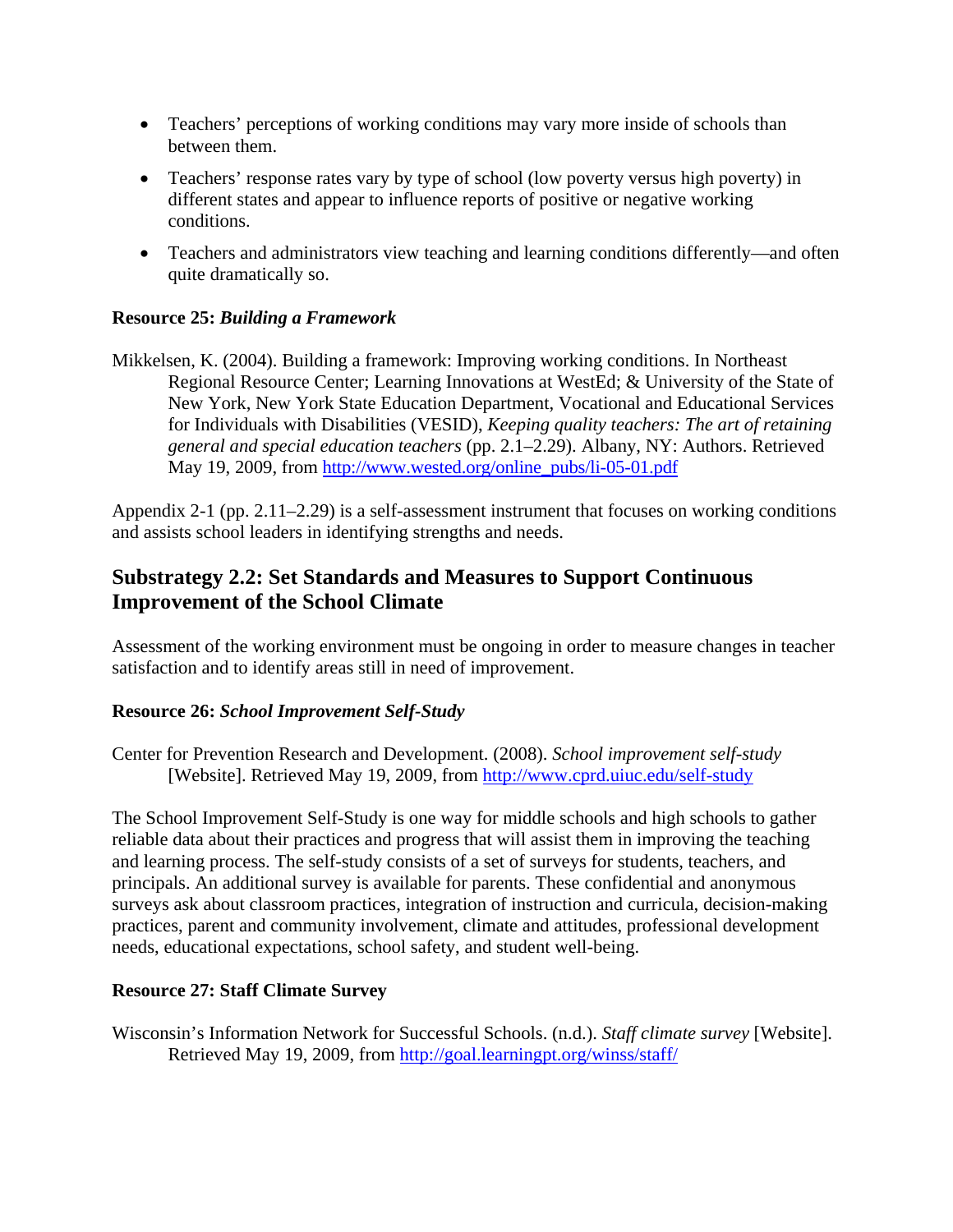- Teachers' perceptions of working conditions may vary more inside of schools than between them.
- Teachers' response rates vary by type of school (low poverty versus high poverty) in different states and appear to influence reports of positive or negative working conditions.
- Teachers and administrators view teaching and learning conditions differently—and often quite dramatically so.

**Resource 25: *Building a Framework***

Mikkelsen, K. (2004). Building a framework: Improving working conditions. In Northeast Regional Resource Center; Learning Innovations at WestEd; & University of the State of New York, New York State Education Department, Vocational and Educational Services for Individuals with Disabilities (VESID), *Keeping quality teachers: The art of retaining general and special education teachers* (pp. 2.1–2.29). Albany, NY: Authors. Retrieved May 19, 2009, from http://www.wested.org/online_pubs/li-05-01.pdf

Appendix 2-1 (pp. 2.11–2.29) is a self-assessment instrument that focuses on working conditions and assists school leaders in identifying strengths and needs.

## Substrategy 2.2: Set Standards and Measures to Support Continuous Improvement of the School Climate

Assessment of the working environment must be ongoing in order to measure changes in teacher satisfaction and to identify areas still in need of improvement.

**Resource 26: *School Improvement Self-Study***

Center for Prevention Research and Development. (2008). *School improvement self-study* [Website]. Retrieved May 19, 2009, from http://www.cprd.uiuc.edu/self-study

The School Improvement Self-Study is one way for middle schools and high schools to gather reliable data about their practices and progress that will assist them in improving the teaching and learning process. The self-study consists of a set of surveys for students, teachers, and principals. An additional survey is available for parents. These confidential and anonymous surveys ask about classroom practices, integration of instruction and curricula, decision-making practices, parent and community involvement, climate and attitudes, professional development needs, educational expectations, school safety, and student well-being.

**Resource 27: Staff Climate Survey**

Wisconsin's Information Network for Successful Schools. (n.d.). *Staff climate survey* [Website]. Retrieved May 19, 2009, from http://goal.learningpt.org/winss/staff/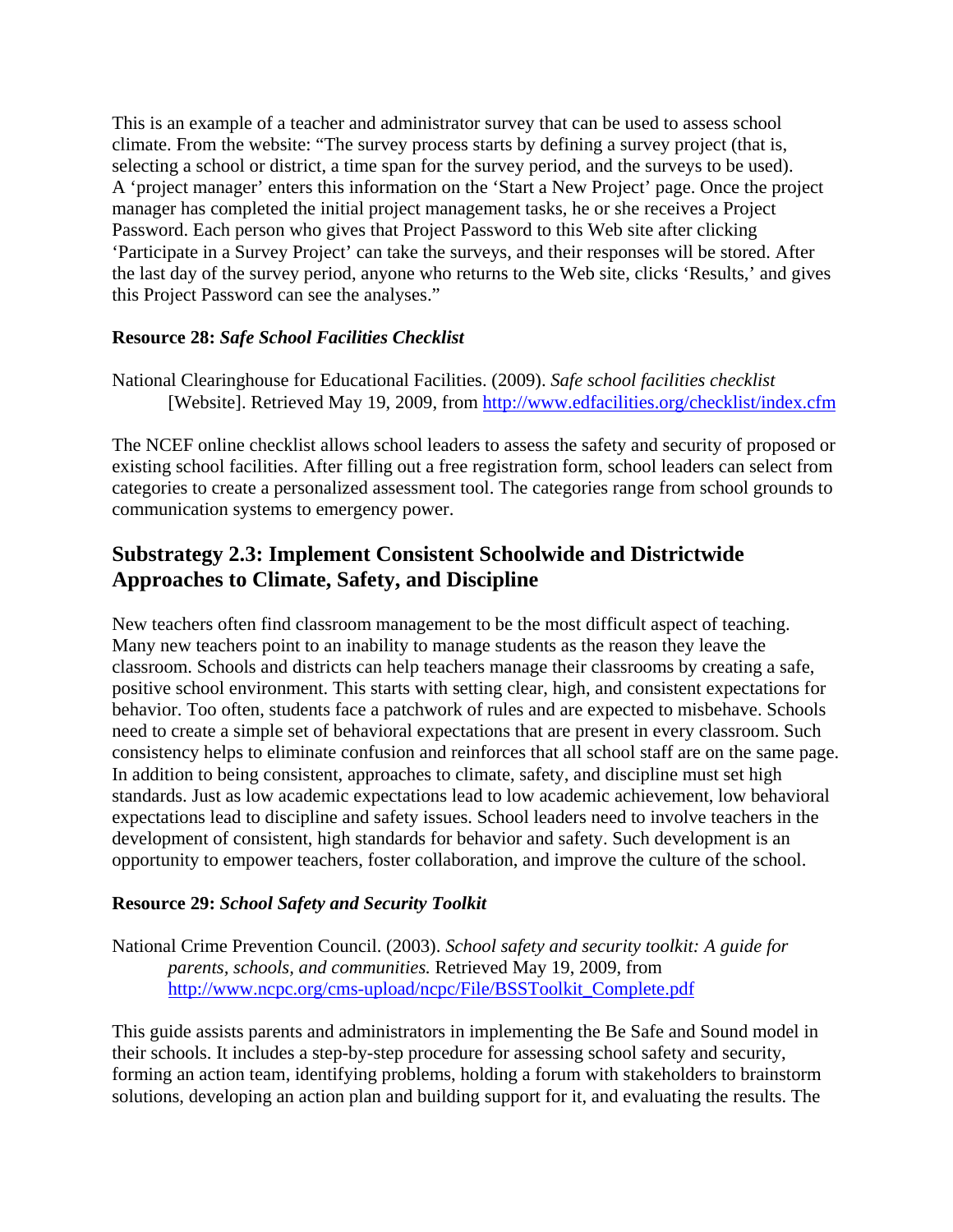This is an example of a teacher and administrator survey that can be used to assess school climate. From the website: "The survey process starts by defining a survey project (that is, selecting a school or district, a time span for the survey period, and the surveys to be used). A 'project manager' enters this information on the 'Start a New Project' page. Once the project manager has completed the initial project management tasks, he or she receives a Project Password. Each person who gives that Project Password to this Web site after clicking 'Participate in a Survey Project' can take the surveys, and their responses will be stored. After the last day of the survey period, anyone who returns to the Web site, clicks 'Results,' and gives this Project Password can see the analyses."

**Resource 28:** ***Safe School Facilities Checklist***

National Clearinghouse for Educational Facilities. (2009). *Safe school facilities checklist* [Website]. Retrieved May 19, 2009, from http://www.edfacilities.org/checklist/index.cfm

The NCEF online checklist allows school leaders to assess the safety and security of proposed or existing school facilities. After filling out a free registration form, school leaders can select from categories to create a personalized assessment tool. The categories range from school grounds to communication systems to emergency power.

## Substrategy 2.3: Implement Consistent Schoolwide and Districtwide Approaches to Climate, Safety, and Discipline

New teachers often find classroom management to be the most difficult aspect of teaching. Many new teachers point to an inability to manage students as the reason they leave the classroom. Schools and districts can help teachers manage their classrooms by creating a safe, positive school environment. This starts with setting clear, high, and consistent expectations for behavior. Too often, students face a patchwork of rules and are expected to misbehave. Schools need to create a simple set of behavioral expectations that are present in every classroom. Such consistency helps to eliminate confusion and reinforces that all school staff are on the same page. In addition to being consistent, approaches to climate, safety, and discipline must set high standards. Just as low academic expectations lead to low academic achievement, low behavioral expectations lead to discipline and safety issues. School leaders need to involve teachers in the development of consistent, high standards for behavior and safety. Such development is an opportunity to empower teachers, foster collaboration, and improve the culture of the school.

**Resource 29:** ***School Safety and Security Toolkit***

National Crime Prevention Council. (2003). *School safety and security toolkit: A guide for parents, schools, and communities.* Retrieved May 19, 2009, from http://www.ncpc.org/cms-upload/ncpc/File/BSSToolkit_Complete.pdf

This guide assists parents and administrators in implementing the Be Safe and Sound model in their schools. It includes a step-by-step procedure for assessing school safety and security, forming an action team, identifying problems, holding a forum with stakeholders to brainstorm solutions, developing an action plan and building support for it, and evaluating the results. The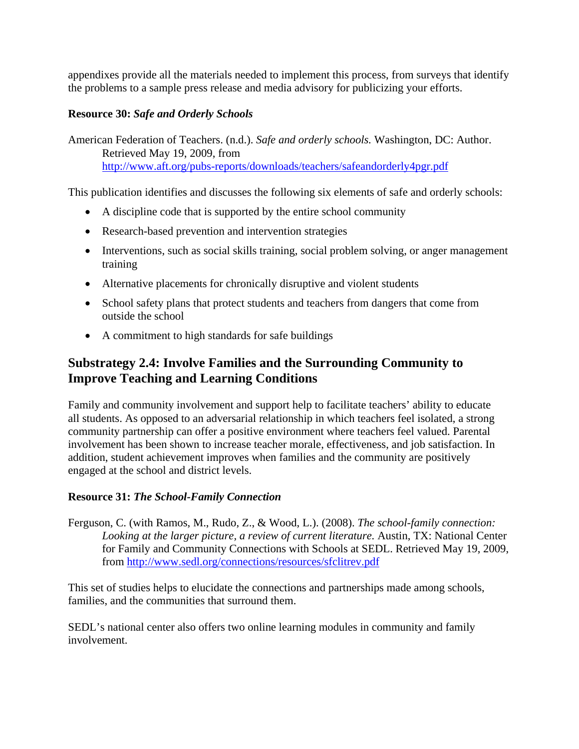appendixes provide all the materials needed to implement this process, from surveys that identify the problems to a sample press release and media advisory for publicizing your efforts.

**Resource 30:** ***Safe and Orderly Schools***

American Federation of Teachers. (n.d.). *Safe and orderly schools.* Washington, DC: Author. Retrieved May 19, 2009, from http://www.aft.org/pubs-reports/downloads/teachers/safeandorderly4pgr.pdf

This publication identifies and discusses the following six elements of safe and orderly schools:

- A discipline code that is supported by the entire school community
- Research-based prevention and intervention strategies
- Interventions, such as social skills training, social problem solving, or anger management training
- Alternative placements for chronically disruptive and violent students
- School safety plans that protect students and teachers from dangers that come from outside the school
- A commitment to high standards for safe buildings

## Substrategy 2.4: Involve Families and the Surrounding Community to Improve Teaching and Learning Conditions

Family and community involvement and support help to facilitate teachers' ability to educate all students. As opposed to an adversarial relationship in which teachers feel isolated, a strong community partnership can offer a positive environment where teachers feel valued. Parental involvement has been shown to increase teacher morale, effectiveness, and job satisfaction. In addition, student achievement improves when families and the community are positively engaged at the school and district levels.

**Resource 31:** ***The School-Family Connection***

Ferguson, C. (with Ramos, M., Rudo, Z., & Wood, L.). (2008). *The school-family connection: Looking at the larger picture, a review of current literature.* Austin, TX: National Center for Family and Community Connections with Schools at SEDL. Retrieved May 19, 2009, from http://www.sedl.org/connections/resources/sfclitrev.pdf

This set of studies helps to elucidate the connections and partnerships made among schools, families, and the communities that surround them.

SEDL's national center also offers two online learning modules in community and family involvement.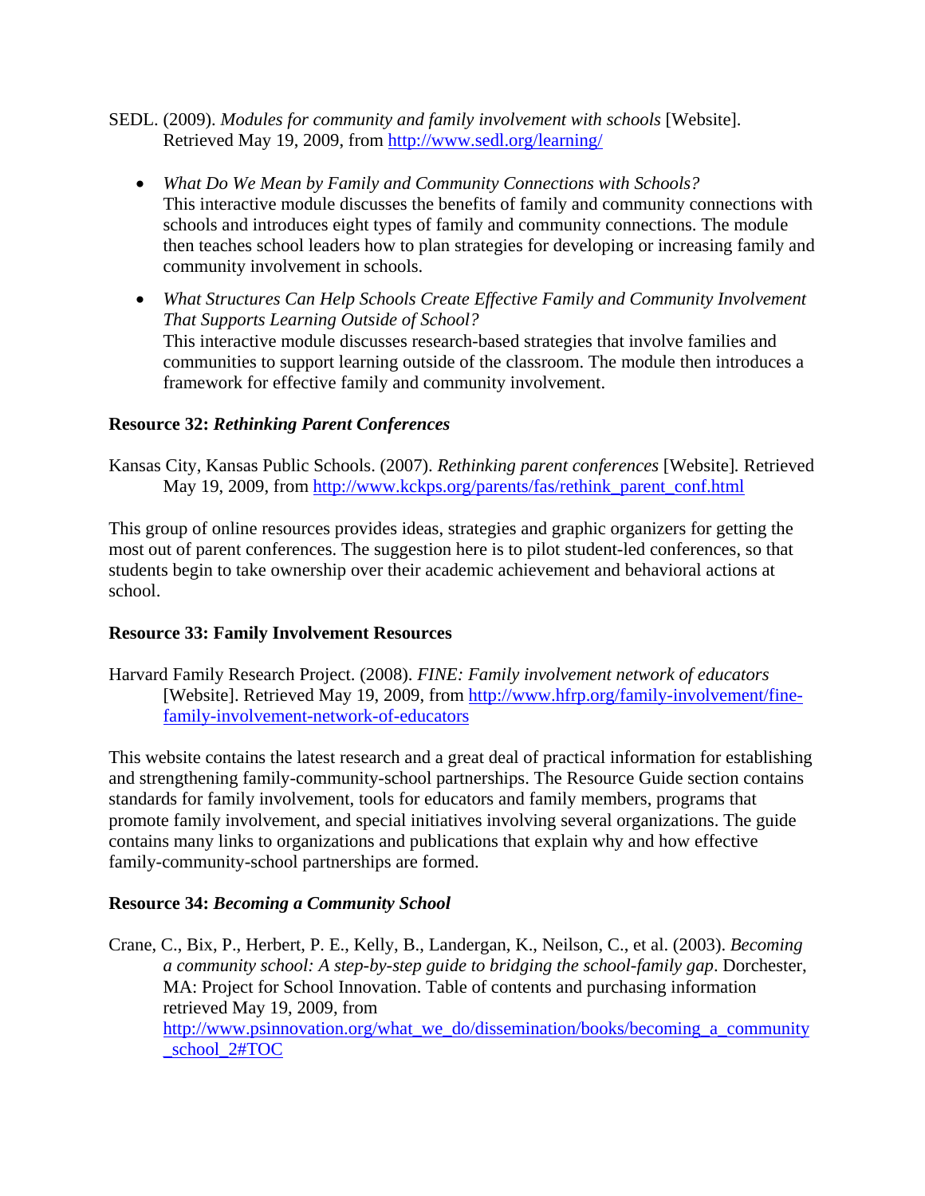SEDL. (2009). *Modules for community and family involvement with schools* [Website]. Retrieved May 19, 2009, from http://www.sedl.org/learning/

- *What Do We Mean by Family and Community Connections with Schools?*
  This interactive module discusses the benefits of family and community connections with schools and introduces eight types of family and community connections. The module then teaches school leaders how to plan strategies for developing or increasing family and community involvement in schools.

- *What Structures Can Help Schools Create Effective Family and Community Involvement That Supports Learning Outside of School?*
  This interactive module discusses research-based strategies that involve families and communities to support learning outside of the classroom. The module then introduces a framework for effective family and community involvement.

**Resource 32: *Rethinking Parent Conferences***

Kansas City, Kansas Public Schools. (2007). *Rethinking parent conferences* [Website]. Retrieved May 19, 2009, from http://www.kckps.org/parents/fas/rethink_parent_conf.html

This group of online resources provides ideas, strategies and graphic organizers for getting the most out of parent conferences. The suggestion here is to pilot student-led conferences, so that students begin to take ownership over their academic achievement and behavioral actions at school.

**Resource 33: Family Involvement Resources**

Harvard Family Research Project. (2008). *FINE: Family involvement network of educators* [Website]. Retrieved May 19, 2009, from http://www.hfrp.org/family-involvement/fine-family-involvement-network-of-educators

This website contains the latest research and a great deal of practical information for establishing and strengthening family-community-school partnerships. The Resource Guide section contains standards for family involvement, tools for educators and family members, programs that promote family involvement, and special initiatives involving several organizations. The guide contains many links to organizations and publications that explain why and how effective family-community-school partnerships are formed.

**Resource 34: *Becoming a Community School***

Crane, C., Bix, P., Herbert, P. E., Kelly, B., Landergan, K., Neilson, C., et al. (2003). *Becoming a community school: A step-by-step guide to bridging the school-family gap*. Dorchester, MA: Project for School Innovation. Table of contents and purchasing information retrieved May 19, 2009, from http://www.psinnovation.org/what_we_do/dissemination/books/becoming_a_community_school_2#TOC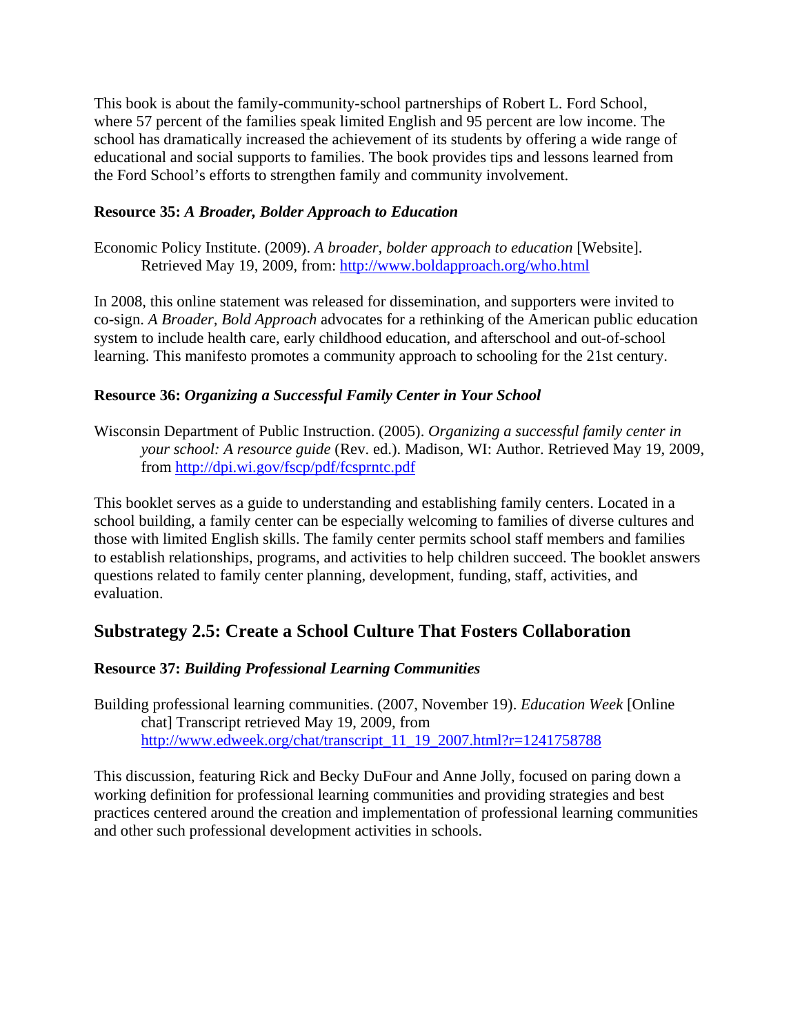This book is about the family-community-school partnerships of Robert L. Ford School, where 57 percent of the families speak limited English and 95 percent are low income. The school has dramatically increased the achievement of its students by offering a wide range of educational and social supports to families. The book provides tips and lessons learned from the Ford School's efforts to strengthen family and community involvement.

**Resource 35:** ***A Broader, Bolder Approach to Education***

Economic Policy Institute. (2009). *A broader, bolder approach to education* [Website]. Retrieved May 19, 2009, from: http://www.boldapproach.org/who.html

In 2008, this online statement was released for dissemination, and supporters were invited to co-sign. *A Broader, Bold Approach* advocates for a rethinking of the American public education system to include health care, early childhood education, and afterschool and out-of-school learning. This manifesto promotes a community approach to schooling for the 21st century.

**Resource 36:** ***Organizing a Successful Family Center in Your School***

Wisconsin Department of Public Instruction. (2005). *Organizing a successful family center in your school: A resource guide* (Rev. ed.). Madison, WI: Author. Retrieved May 19, 2009, from http://dpi.wi.gov/fscp/pdf/fcsprntc.pdf

This booklet serves as a guide to understanding and establishing family centers. Located in a school building, a family center can be especially welcoming to families of diverse cultures and those with limited English skills. The family center permits school staff members and families to establish relationships, programs, and activities to help children succeed. The booklet answers questions related to family center planning, development, funding, staff, activities, and evaluation.

## Substrategy 2.5: Create a School Culture That Fosters Collaboration

**Resource 37:** ***Building Professional Learning Communities***

Building professional learning communities. (2007, November 19). *Education Week* [Online chat] Transcript retrieved May 19, 2009, from http://www.edweek.org/chat/transcript_11_19_2007.html?r=1241758788

This discussion, featuring Rick and Becky DuFour and Anne Jolly, focused on paring down a working definition for professional learning communities and providing strategies and best practices centered around the creation and implementation of professional learning communities and other such professional development activities in schools.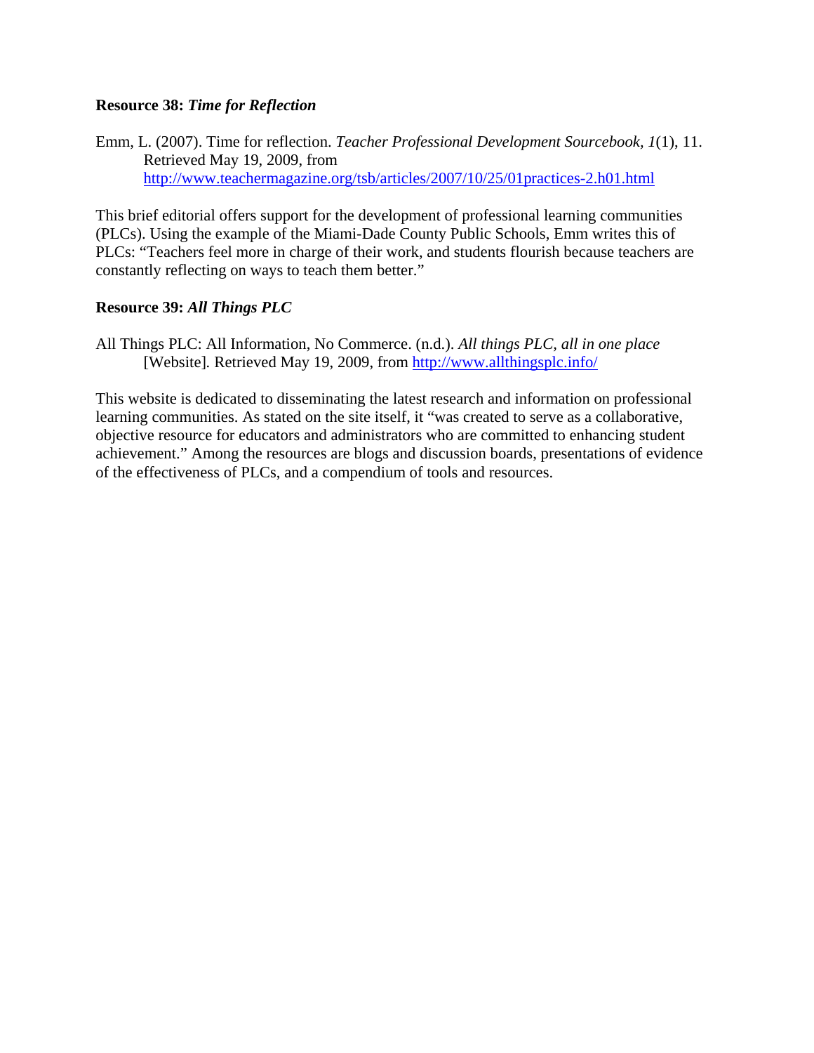**Resource 38:** ***Time for Reflection***

Emm, L. (2007). Time for reflection. *Teacher Professional Development Sourcebook, 1*(1), 11. Retrieved May 19, 2009, from http://www.teachermagazine.org/tsb/articles/2007/10/25/01practices-2.h01.html

This brief editorial offers support for the development of professional learning communities (PLCs). Using the example of the Miami-Dade County Public Schools, Emm writes this of PLCs: "Teachers feel more in charge of their work, and students flourish because teachers are constantly reflecting on ways to teach them better."

**Resource 39:** ***All Things PLC***

All Things PLC: All Information, No Commerce. (n.d.). *All things PLC, all in one place* [Website]. Retrieved May 19, 2009, from http://www.allthingsplc.info/

This website is dedicated to disseminating the latest research and information on professional learning communities. As stated on the site itself, it "was created to serve as a collaborative, objective resource for educators and administrators who are committed to enhancing student achievement." Among the resources are blogs and discussion boards, presentations of evidence of the effectiveness of PLCs, and a compendium of tools and resources.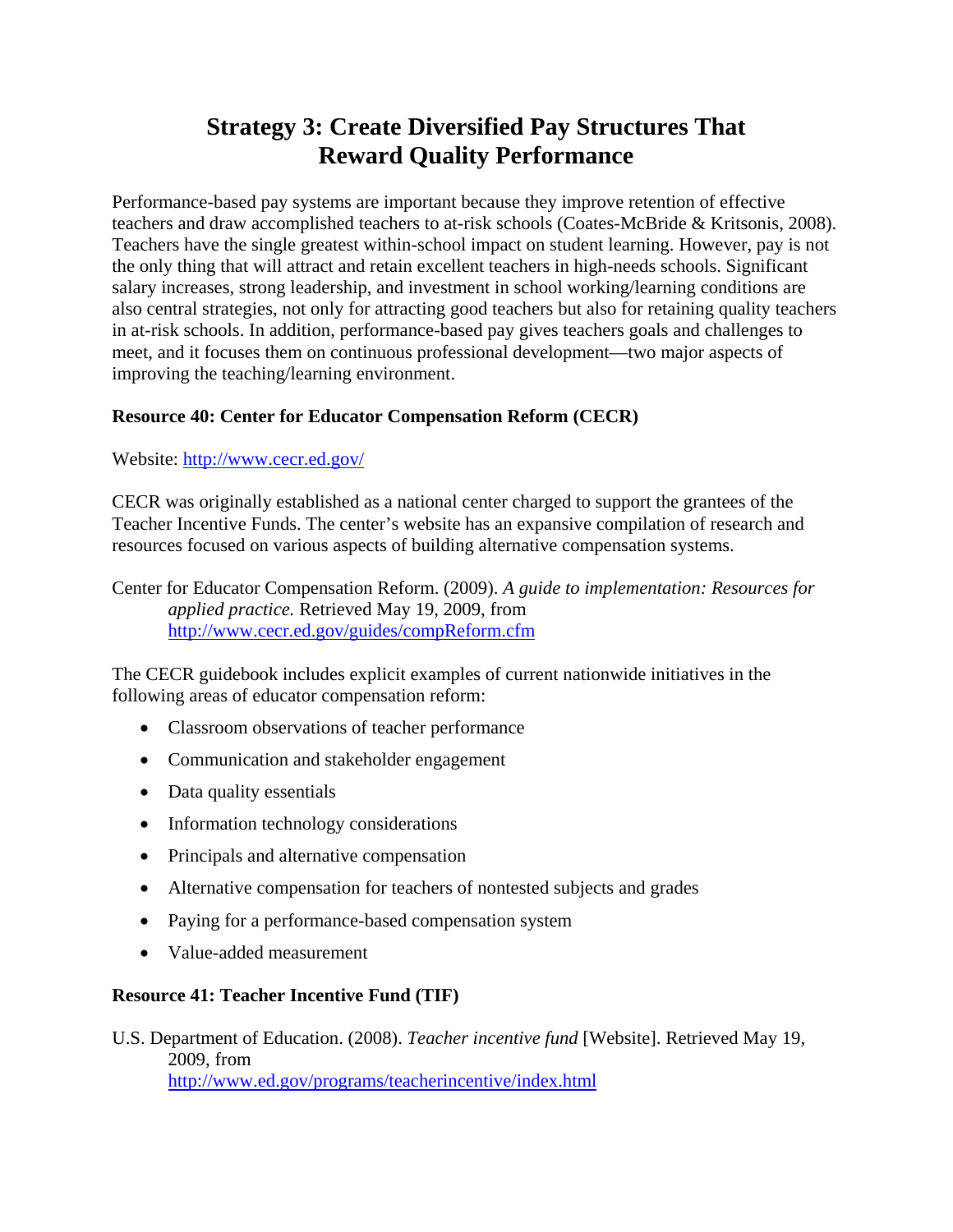# Strategy 3: Create Diversified Pay Structures That Reward Quality Performance

Performance-based pay systems are important because they improve retention of effective teachers and draw accomplished teachers to at-risk schools (Coates-McBride & Kritsonis, 2008). Teachers have the single greatest within-school impact on student learning. However, pay is not the only thing that will attract and retain excellent teachers in high-needs schools. Significant salary increases, strong leadership, and investment in school working/learning conditions are also central strategies, not only for attracting good teachers but also for retaining quality teachers in at-risk schools. In addition, performance-based pay gives teachers goals and challenges to meet, and it focuses them on continuous professional development—two major aspects of improving the teaching/learning environment.

**Resource 40: Center for Educator Compensation Reform (CECR)**

Website: http://www.cecr.ed.gov/

CECR was originally established as a national center charged to support the grantees of the Teacher Incentive Funds. The center's website has an expansive compilation of research and resources focused on various aspects of building alternative compensation systems.

Center for Educator Compensation Reform. (2009). *A guide to implementation: Resources for applied practice.* Retrieved May 19, 2009, from http://www.cecr.ed.gov/guides/compReform.cfm

The CECR guidebook includes explicit examples of current nationwide initiatives in the following areas of educator compensation reform:

- Classroom observations of teacher performance
- Communication and stakeholder engagement
- Data quality essentials
- Information technology considerations
- Principals and alternative compensation
- Alternative compensation for teachers of nontested subjects and grades
- Paying for a performance-based compensation system
- Value-added measurement

**Resource 41: Teacher Incentive Fund (TIF)**

U.S. Department of Education. (2008). *Teacher incentive fund* [Website]. Retrieved May 19, 2009, from http://www.ed.gov/programs/teacherincentive/index.html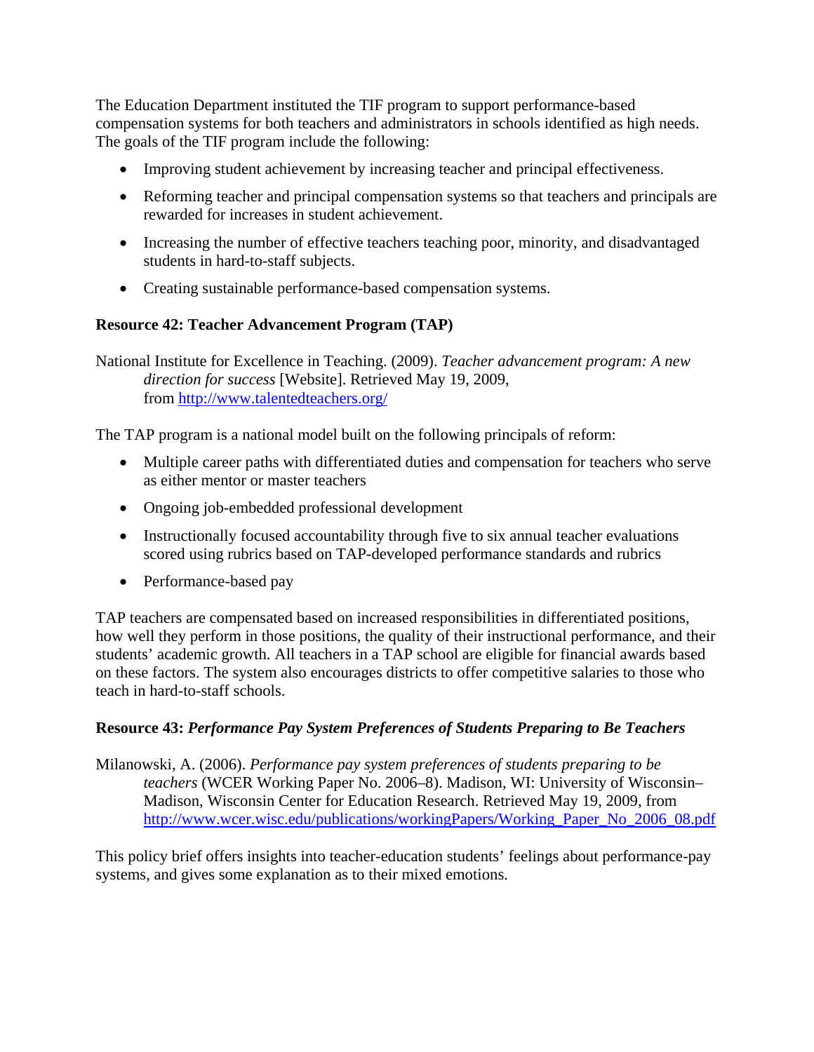The Education Department instituted the TIF program to support performance-based compensation systems for both teachers and administrators in schools identified as high needs. The goals of the TIF program include the following:

- Improving student achievement by increasing teacher and principal effectiveness.
- Reforming teacher and principal compensation systems so that teachers and principals are rewarded for increases in student achievement.
- Increasing the number of effective teachers teaching poor, minority, and disadvantaged students in hard-to-staff subjects.
- Creating sustainable performance-based compensation systems.

### Resource 42: Teacher Advancement Program (TAP)

National Institute for Excellence in Teaching. (2009). *Teacher advancement program: A new direction for success* [Website]. Retrieved May 19, 2009, from http://www.talentedteachers.org/

The TAP program is a national model built on the following principals of reform:

- Multiple career paths with differentiated duties and compensation for teachers who serve as either mentor or master teachers
- Ongoing job-embedded professional development
- Instructionally focused accountability through five to six annual teacher evaluations scored using rubrics based on TAP-developed performance standards and rubrics
- Performance-based pay

TAP teachers are compensated based on increased responsibilities in differentiated positions, how well they perform in those positions, the quality of their instructional performance, and their students' academic growth. All teachers in a TAP school are eligible for financial awards based on these factors. The system also encourages districts to offer competitive salaries to those who teach in hard-to-staff schools.

### Resource 43: *Performance Pay System Preferences of Students Preparing to Be Teachers*

Milanowski, A. (2006). *Performance pay system preferences of students preparing to be teachers* (WCER Working Paper No. 2006–8). Madison, WI: University of Wisconsin–Madison, Wisconsin Center for Education Research. Retrieved May 19, 2009, from http://www.wcer.wisc.edu/publications/workingPapers/Working_Paper_No_2006_08.pdf

This policy brief offers insights into teacher-education students' feelings about performance-pay systems, and gives some explanation as to their mixed emotions.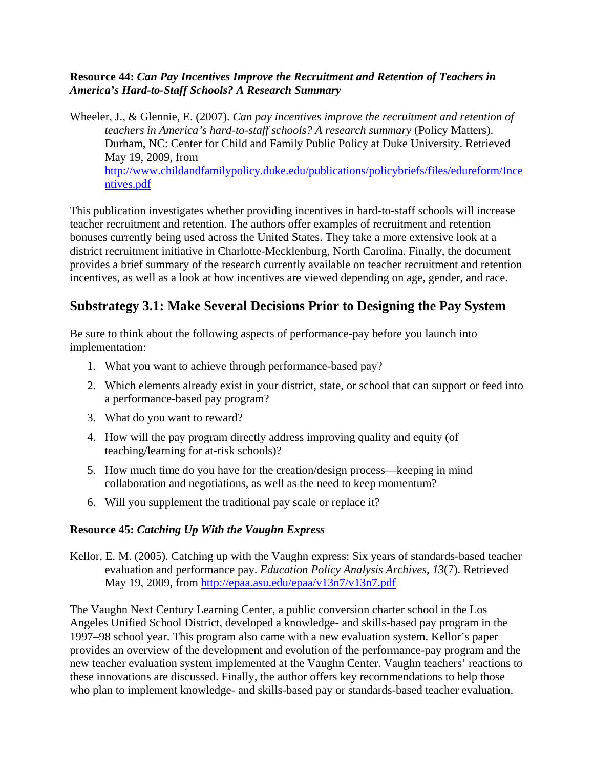**Resource 44:** ***Can Pay Incentives Improve the Recruitment and Retention of Teachers in America's Hard-to-Staff Schools? A Research Summary***

Wheeler, J., & Glennie, E. (2007). *Can pay incentives improve the recruitment and retention of teachers in America's hard-to-staff schools? A research summary* (Policy Matters). Durham, NC: Center for Child and Family Public Policy at Duke University. Retrieved May 19, 2009, from http://www.childandfamilypolicy.duke.edu/publications/policybriefs/files/edureform/Incentives.pdf

This publication investigates whether providing incentives in hard-to-staff schools will increase teacher recruitment and retention. The authors offer examples of recruitment and retention bonuses currently being used across the United States. They take a more extensive look at a district recruitment initiative in Charlotte-Mecklenburg, North Carolina. Finally, the document provides a brief summary of the research currently available on teacher recruitment and retention incentives, as well as a look at how incentives are viewed depending on age, gender, and race.

## Substrategy 3.1: Make Several Decisions Prior to Designing the Pay System

Be sure to think about the following aspects of performance-pay before you launch into implementation:

1. What you want to achieve through performance-based pay?
2. Which elements already exist in your district, state, or school that can support or feed into a performance-based pay program?
3. What do you want to reward?
4. How will the pay program directly address improving quality and equity (of teaching/learning for at-risk schools)?
5. How much time do you have for the creation/design process—keeping in mind collaboration and negotiations, as well as the need to keep momentum?
6. Will you supplement the traditional pay scale or replace it?

**Resource 45:** ***Catching Up With the Vaughn Express***

Kellor, E. M. (2005). Catching up with the Vaughn express: Six years of standards-based teacher evaluation and performance pay. *Education Policy Analysis Archives, 13*(7). Retrieved May 19, 2009, from http://epaa.asu.edu/epaa/v13n7/v13n7.pdf

The Vaughn Next Century Learning Center, a public conversion charter school in the Los Angeles Unified School District, developed a knowledge- and skills-based pay program in the 1997–98 school year. This program also came with a new evaluation system. Kellor's paper provides an overview of the development and evolution of the performance-pay program and the new teacher evaluation system implemented at the Vaughn Center. Vaughn teachers' reactions to these innovations are discussed. Finally, the author offers key recommendations to help those who plan to implement knowledge- and skills-based pay or standards-based teacher evaluation.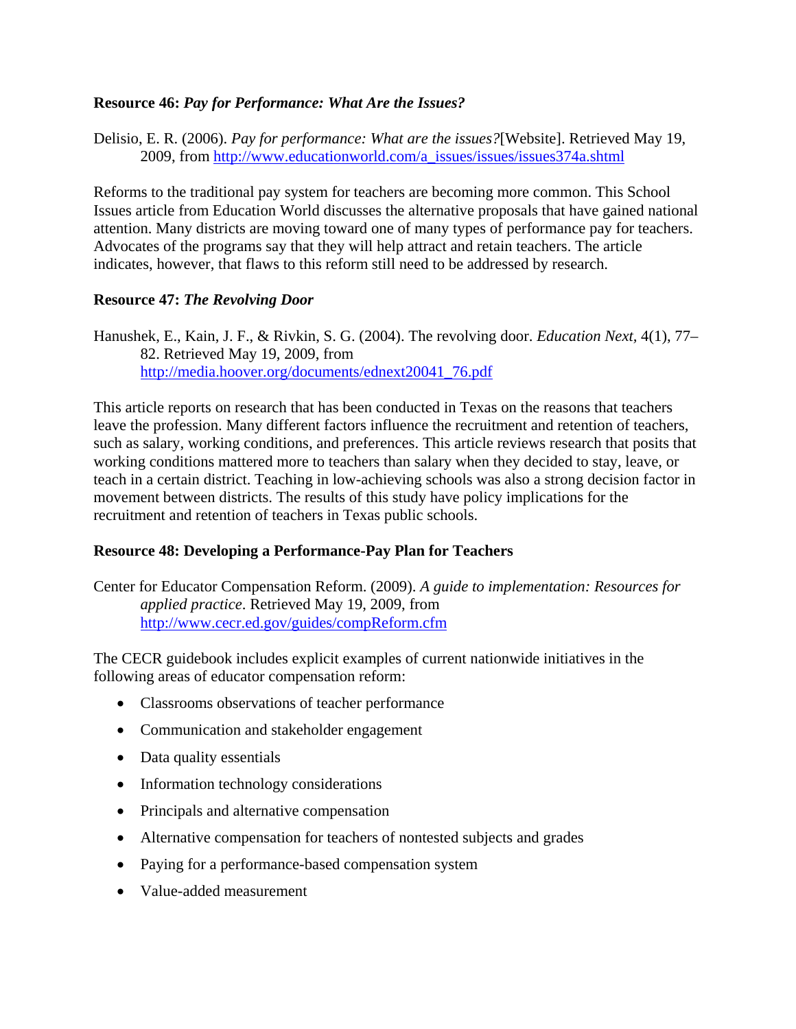**Resource 46:** ***Pay for Performance: What Are the Issues?***

Delisio, E. R. (2006). *Pay for performance: What are the issues?*[Website]. Retrieved May 19, 2009, from http://www.educationworld.com/a_issues/issues/issues374a.shtml

Reforms to the traditional pay system for teachers are becoming more common. This School Issues article from Education World discusses the alternative proposals that have gained national attention. Many districts are moving toward one of many types of performance pay for teachers. Advocates of the programs say that they will help attract and retain teachers. The article indicates, however, that flaws to this reform still need to be addressed by research.

**Resource 47:** ***The Revolving Door***

Hanushek, E., Kain, J. F., & Rivkin, S. G. (2004). The revolving door. *Education Next,* 4(1), 77–82. Retrieved May 19, 2009, from http://media.hoover.org/documents/ednext20041_76.pdf

This article reports on research that has been conducted in Texas on the reasons that teachers leave the profession. Many different factors influence the recruitment and retention of teachers, such as salary, working conditions, and preferences. This article reviews research that posits that working conditions mattered more to teachers than salary when they decided to stay, leave, or teach in a certain district. Teaching in low-achieving schools was also a strong decision factor in movement between districts. The results of this study have policy implications for the recruitment and retention of teachers in Texas public schools.

**Resource 48: Developing a Performance-Pay Plan for Teachers**

Center for Educator Compensation Reform. (2009). *A guide to implementation: Resources for applied practice*. Retrieved May 19, 2009, from http://www.cecr.ed.gov/guides/compReform.cfm

The CECR guidebook includes explicit examples of current nationwide initiatives in the following areas of educator compensation reform:

- Classrooms observations of teacher performance
- Communication and stakeholder engagement
- Data quality essentials
- Information technology considerations
- Principals and alternative compensation
- Alternative compensation for teachers of nontested subjects and grades
- Paying for a performance-based compensation system
- Value-added measurement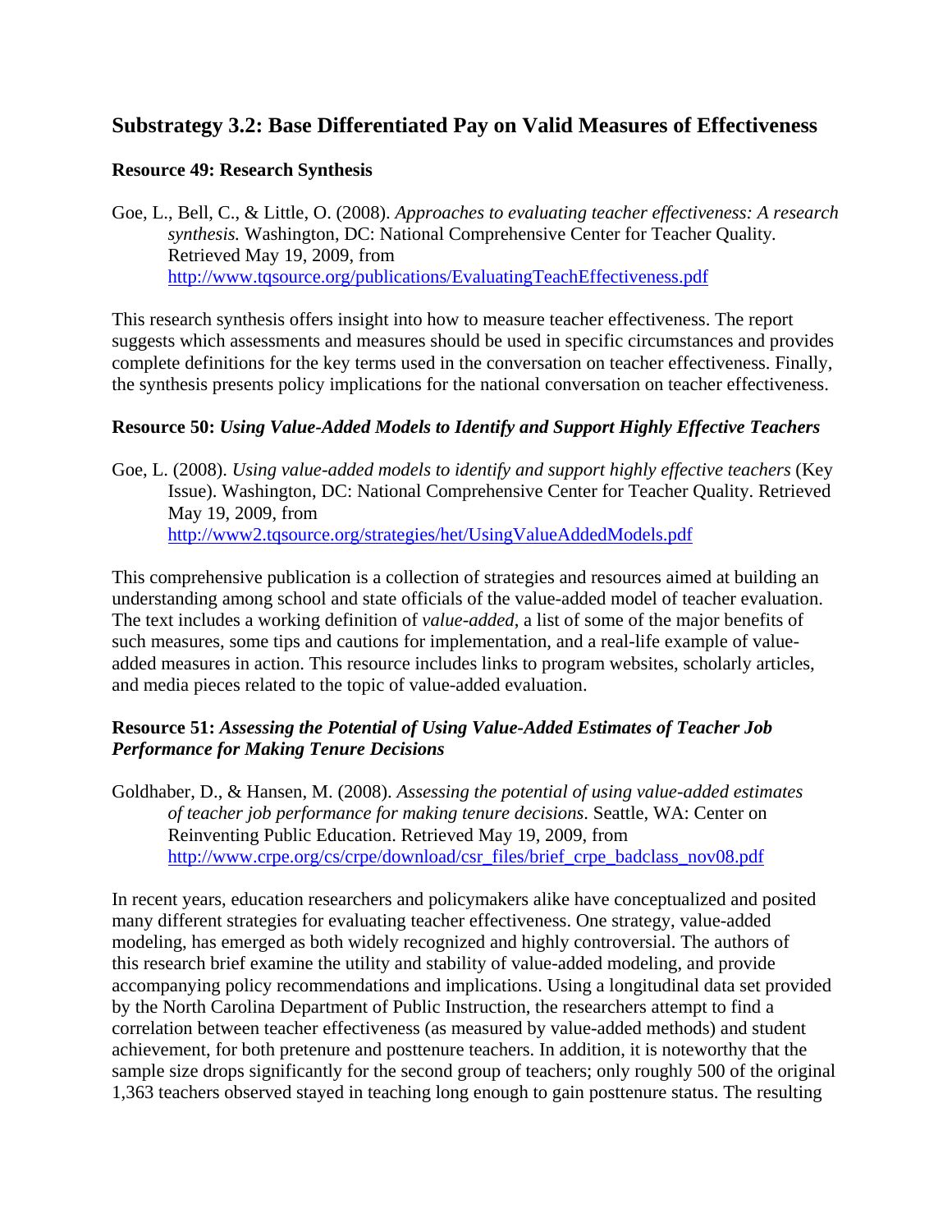## Substrategy 3.2: Base Differentiated Pay on Valid Measures of Effectiveness

### Resource 49: Research Synthesis

Goe, L., Bell, C., & Little, O. (2008). *Approaches to evaluating teacher effectiveness: A research synthesis.* Washington, DC: National Comprehensive Center for Teacher Quality. Retrieved May 19, 2009, from http://www.tqsource.org/publications/EvaluatingTeachEffectiveness.pdf

This research synthesis offers insight into how to measure teacher effectiveness. The report suggests which assessments and measures should be used in specific circumstances and provides complete definitions for the key terms used in the conversation on teacher effectiveness. Finally, the synthesis presents policy implications for the national conversation on teacher effectiveness.

### Resource 50: *Using Value-Added Models to Identify and Support Highly Effective Teachers*

Goe, L. (2008). *Using value-added models to identify and support highly effective teachers* (Key Issue). Washington, DC: National Comprehensive Center for Teacher Quality. Retrieved May 19, 2009, from http://www2.tqsource.org/strategies/het/UsingValueAddedModels.pdf

This comprehensive publication is a collection of strategies and resources aimed at building an understanding among school and state officials of the value-added model of teacher evaluation. The text includes a working definition of *value-added*, a list of some of the major benefits of such measures, some tips and cautions for implementation, and a real-life example of value-added measures in action. This resource includes links to program websites, scholarly articles, and media pieces related to the topic of value-added evaluation.

### Resource 51: *Assessing the Potential of Using Value-Added Estimates of Teacher Job Performance for Making Tenure Decisions*

Goldhaber, D., & Hansen, M. (2008). *Assessing the potential of using value-added estimates of teacher job performance for making tenure decisions.* Seattle, WA: Center on Reinventing Public Education. Retrieved May 19, 2009, from http://www.crpe.org/cs/crpe/download/csr_files/brief_crpe_badclass_nov08.pdf

In recent years, education researchers and policymakers alike have conceptualized and posited many different strategies for evaluating teacher effectiveness. One strategy, value-added modeling, has emerged as both widely recognized and highly controversial. The authors of this research brief examine the utility and stability of value-added modeling, and provide accompanying policy recommendations and implications. Using a longitudinal data set provided by the North Carolina Department of Public Instruction, the researchers attempt to find a correlation between teacher effectiveness (as measured by value-added methods) and student achievement, for both pretenure and posttenure teachers. In addition, it is noteworthy that the sample size drops significantly for the second group of teachers; only roughly 500 of the original 1,363 teachers observed stayed in teaching long enough to gain posttenure status. The resulting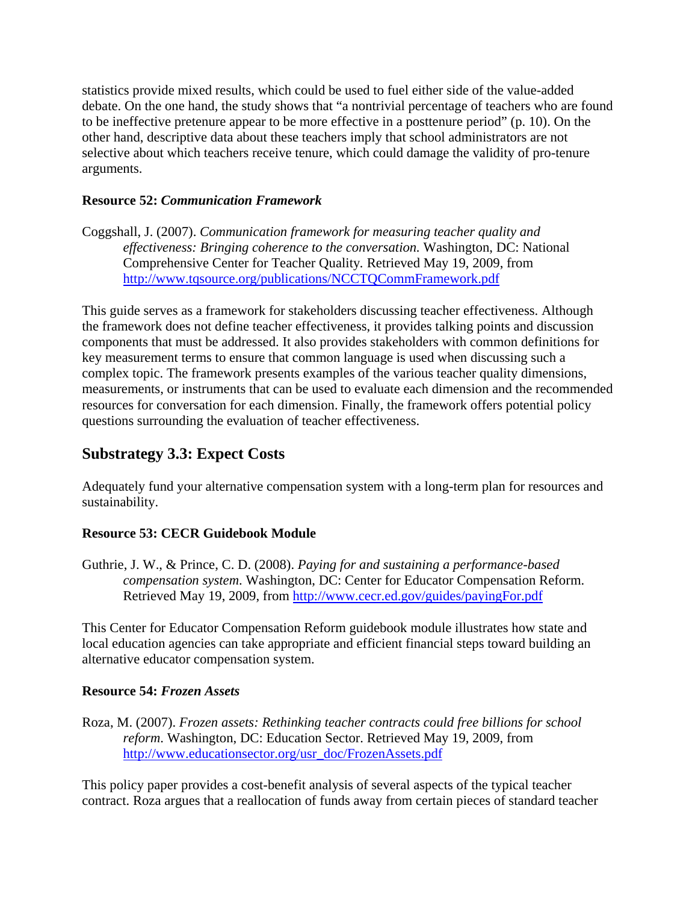statistics provide mixed results, which could be used to fuel either side of the value-added debate. On the one hand, the study shows that "a nontrivial percentage of teachers who are found to be ineffective pretenure appear to be more effective in a posttenure period" (p. 10). On the other hand, descriptive data about these teachers imply that school administrators are not selective about which teachers receive tenure, which could damage the validity of pro-tenure arguments.

**Resource 52: *Communication Framework***

Coggshall, J. (2007). *Communication framework for measuring teacher quality and effectiveness: Bringing coherence to the conversation.* Washington, DC: National Comprehensive Center for Teacher Quality. Retrieved May 19, 2009, from http://www.tqsource.org/publications/NCCTQCommFramework.pdf

This guide serves as a framework for stakeholders discussing teacher effectiveness. Although the framework does not define teacher effectiveness, it provides talking points and discussion components that must be addressed. It also provides stakeholders with common definitions for key measurement terms to ensure that common language is used when discussing such a complex topic. The framework presents examples of the various teacher quality dimensions, measurements, or instruments that can be used to evaluate each dimension and the recommended resources for conversation for each dimension. Finally, the framework offers potential policy questions surrounding the evaluation of teacher effectiveness.

## Substrategy 3.3: Expect Costs

Adequately fund your alternative compensation system with a long-term plan for resources and sustainability.

**Resource 53: CECR Guidebook Module**

Guthrie, J. W., & Prince, C. D. (2008). *Paying for and sustaining a performance-based compensation system*. Washington, DC: Center for Educator Compensation Reform. Retrieved May 19, 2009, from http://www.cecr.ed.gov/guides/payingFor.pdf

This Center for Educator Compensation Reform guidebook module illustrates how state and local education agencies can take appropriate and efficient financial steps toward building an alternative educator compensation system.

**Resource 54: *Frozen Assets***

Roza, M. (2007). *Frozen assets: Rethinking teacher contracts could free billions for school reform*. Washington, DC: Education Sector. Retrieved May 19, 2009, from http://www.educationsector.org/usr_doc/FrozenAssets.pdf

This policy paper provides a cost-benefit analysis of several aspects of the typical teacher contract. Roza argues that a reallocation of funds away from certain pieces of standard teacher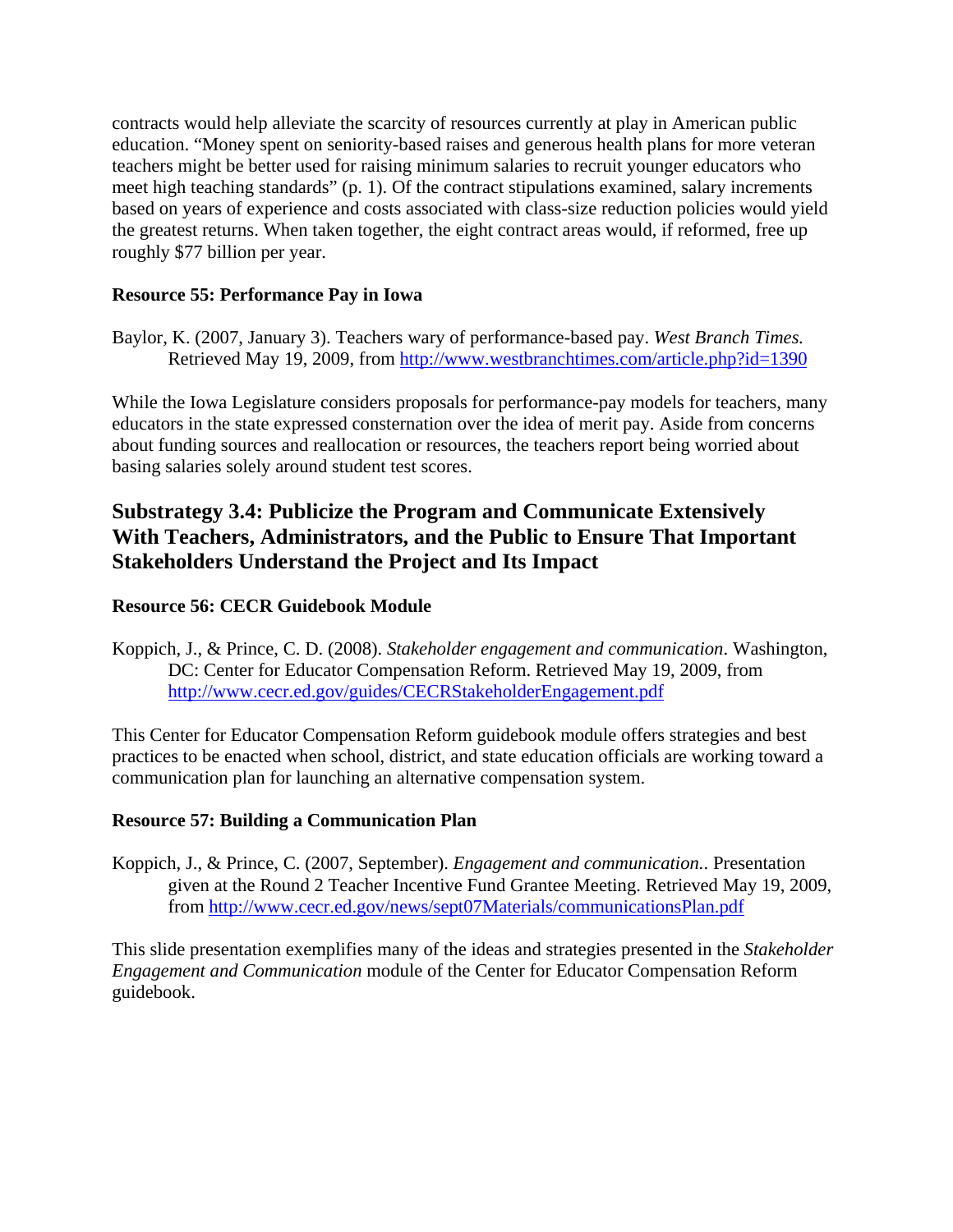contracts would help alleviate the scarcity of resources currently at play in American public education. "Money spent on seniority-based raises and generous health plans for more veteran teachers might be better used for raising minimum salaries to recruit younger educators who meet high teaching standards" (p. 1). Of the contract stipulations examined, salary increments based on years of experience and costs associated with class-size reduction policies would yield the greatest returns. When taken together, the eight contract areas would, if reformed, free up roughly $77 billion per year.

### Resource 55: Performance Pay in Iowa

Baylor, K. (2007, January 3). Teachers wary of performance-based pay. *West Branch Times.* Retrieved May 19, 2009, from http://www.westbranchtimes.com/article.php?id=1390

While the Iowa Legislature considers proposals for performance-pay models for teachers, many educators in the state expressed consternation over the idea of merit pay. Aside from concerns about funding sources and reallocation or resources, the teachers report being worried about basing salaries solely around student test scores.

## Substrategy 3.4: Publicize the Program and Communicate Extensively With Teachers, Administrators, and the Public to Ensure That Important Stakeholders Understand the Project and Its Impact

### Resource 56: CECR Guidebook Module

Koppich, J., & Prince, C. D. (2008). *Stakeholder engagement and communication*. Washington, DC: Center for Educator Compensation Reform. Retrieved May 19, 2009, from http://www.cecr.ed.gov/guides/CECRStakeholderEngagement.pdf

This Center for Educator Compensation Reform guidebook module offers strategies and best practices to be enacted when school, district, and state education officials are working toward a communication plan for launching an alternative compensation system.

### Resource 57: Building a Communication Plan

Koppich, J., & Prince, C. (2007, September). *Engagement and communication.*. Presentation given at the Round 2 Teacher Incentive Fund Grantee Meeting. Retrieved May 19, 2009, from http://www.cecr.ed.gov/news/sept07Materials/communicationsPlan.pdf

This slide presentation exemplifies many of the ideas and strategies presented in the *Stakeholder Engagement and Communication* module of the Center for Educator Compensation Reform guidebook.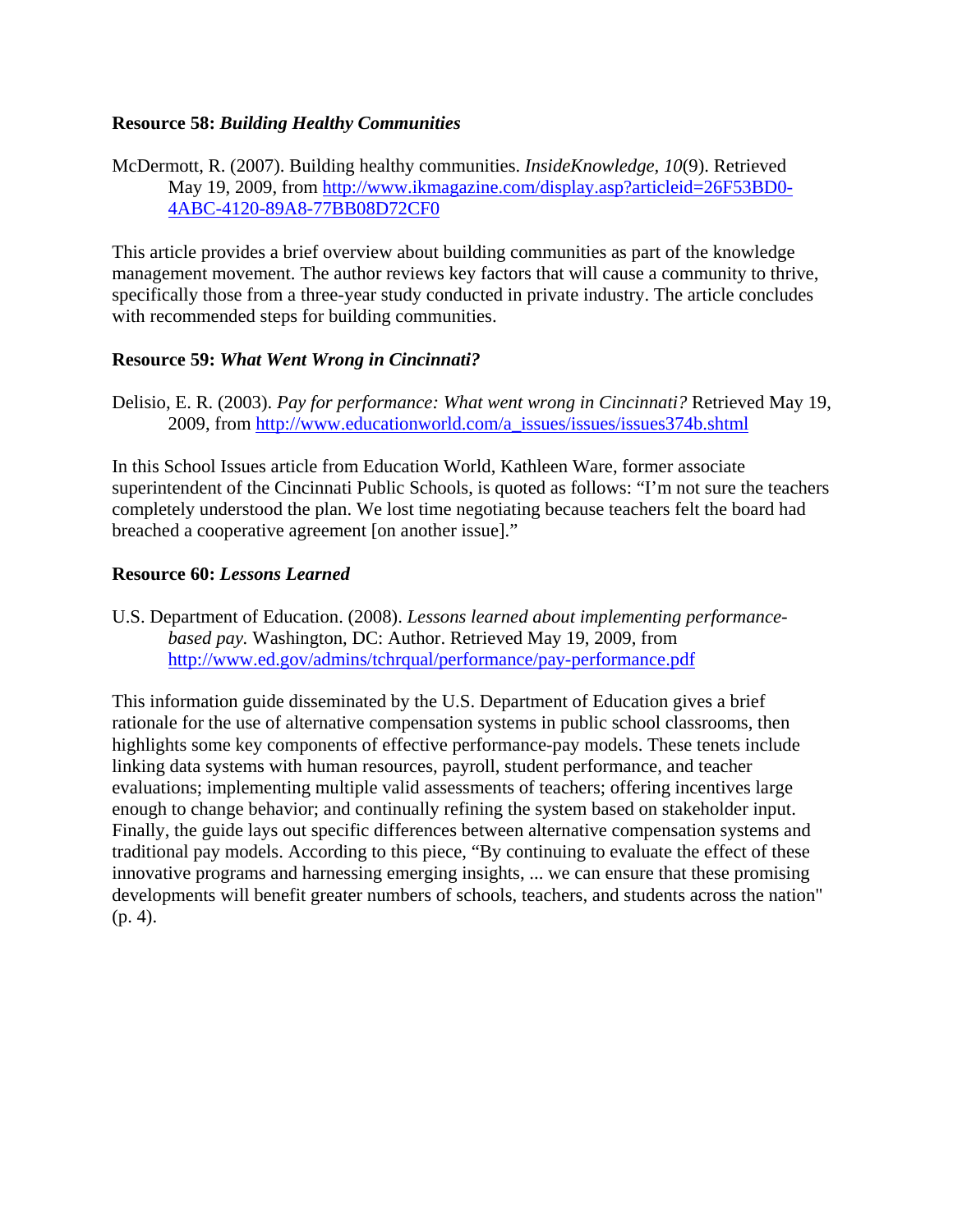**Resource 58:** ***Building Healthy Communities***

McDermott, R. (2007). Building healthy communities. *InsideKnowledge*, *10*(9). Retrieved May 19, 2009, from http://www.ikmagazine.com/display.asp?articleid=26F53BD0-4ABC-4120-89A8-77BB08D72CF0

This article provides a brief overview about building communities as part of the knowledge management movement. The author reviews key factors that will cause a community to thrive, specifically those from a three-year study conducted in private industry. The article concludes with recommended steps for building communities.

**Resource 59:** ***What Went Wrong in Cincinnati?***

Delisio, E. R. (2003). *Pay for performance: What went wrong in Cincinnati?* Retrieved May 19, 2009, from http://www.educationworld.com/a_issues/issues/issues374b.shtml

In this School Issues article from Education World, Kathleen Ware, former associate superintendent of the Cincinnati Public Schools, is quoted as follows: "I'm not sure the teachers completely understood the plan. We lost time negotiating because teachers felt the board had breached a cooperative agreement [on another issue]."

**Resource 60:** ***Lessons Learned***

U.S. Department of Education. (2008). *Lessons learned about implementing performance-based pay.* Washington, DC: Author. Retrieved May 19, 2009, from http://www.ed.gov/admins/tchrqual/performance/pay-performance.pdf

This information guide disseminated by the U.S. Department of Education gives a brief rationale for the use of alternative compensation systems in public school classrooms, then highlights some key components of effective performance-pay models. These tenets include linking data systems with human resources, payroll, student performance, and teacher evaluations; implementing multiple valid assessments of teachers; offering incentives large enough to change behavior; and continually refining the system based on stakeholder input. Finally, the guide lays out specific differences between alternative compensation systems and traditional pay models. According to this piece, "By continuing to evaluate the effect of these innovative programs and harnessing emerging insights, ... we can ensure that these promising developments will benefit greater numbers of schools, teachers, and students across the nation" (p. 4).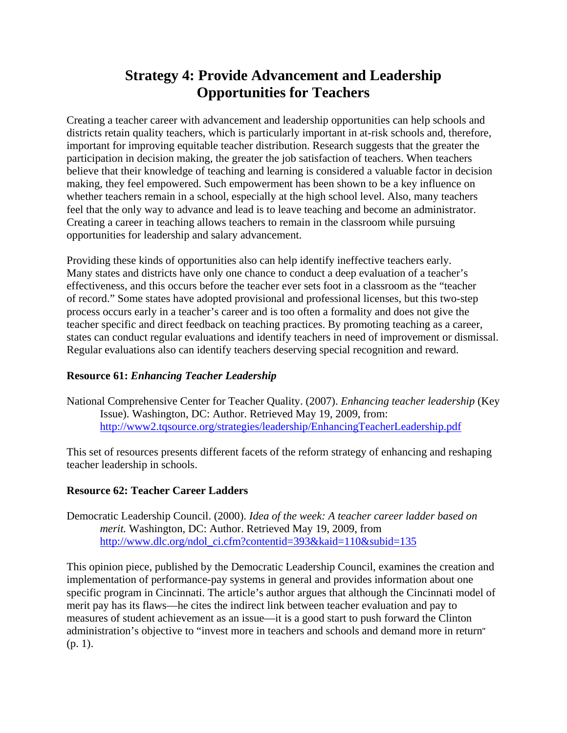# Strategy 4: Provide Advancement and Leadership Opportunities for Teachers

Creating a teacher career with advancement and leadership opportunities can help schools and districts retain quality teachers, which is particularly important in at-risk schools and, therefore, important for improving equitable teacher distribution. Research suggests that the greater the participation in decision making, the greater the job satisfaction of teachers. When teachers believe that their knowledge of teaching and learning is considered a valuable factor in decision making, they feel empowered. Such empowerment has been shown to be a key influence on whether teachers remain in a school, especially at the high school level. Also, many teachers feel that the only way to advance and lead is to leave teaching and become an administrator. Creating a career in teaching allows teachers to remain in the classroom while pursuing opportunities for leadership and salary advancement.

Providing these kinds of opportunities also can help identify ineffective teachers early. Many states and districts have only one chance to conduct a deep evaluation of a teacher's effectiveness, and this occurs before the teacher ever sets foot in a classroom as the "teacher of record." Some states have adopted provisional and professional licenses, but this two-step process occurs early in a teacher's career and is too often a formality and does not give the teacher specific and direct feedback on teaching practices. By promoting teaching as a career, states can conduct regular evaluations and identify teachers in need of improvement or dismissal. Regular evaluations also can identify teachers deserving special recognition and reward.

**Resource 61: *Enhancing Teacher Leadership***

National Comprehensive Center for Teacher Quality. (2007). *Enhancing teacher leadership* (Key Issue). Washington, DC: Author. Retrieved May 19, 2009, from: http://www2.tqsource.org/strategies/leadership/EnhancingTeacherLeadership.pdf

This set of resources presents different facets of the reform strategy of enhancing and reshaping teacher leadership in schools.

**Resource 62: Teacher Career Ladders**

Democratic Leadership Council. (2000). *Idea of the week: A teacher career ladder based on merit.* Washington, DC: Author. Retrieved May 19, 2009, from http://www.dlc.org/ndol_ci.cfm?contentid=393&kaid=110&subid=135

This opinion piece, published by the Democratic Leadership Council, examines the creation and implementation of performance-pay systems in general and provides information about one specific program in Cincinnati. The article's author argues that although the Cincinnati model of merit pay has its flaws—he cites the indirect link between teacher evaluation and pay to measures of student achievement as an issue—it is a good start to push forward the Clinton administration's objective to "invest more in teachers and schools and demand more in return" (p. 1).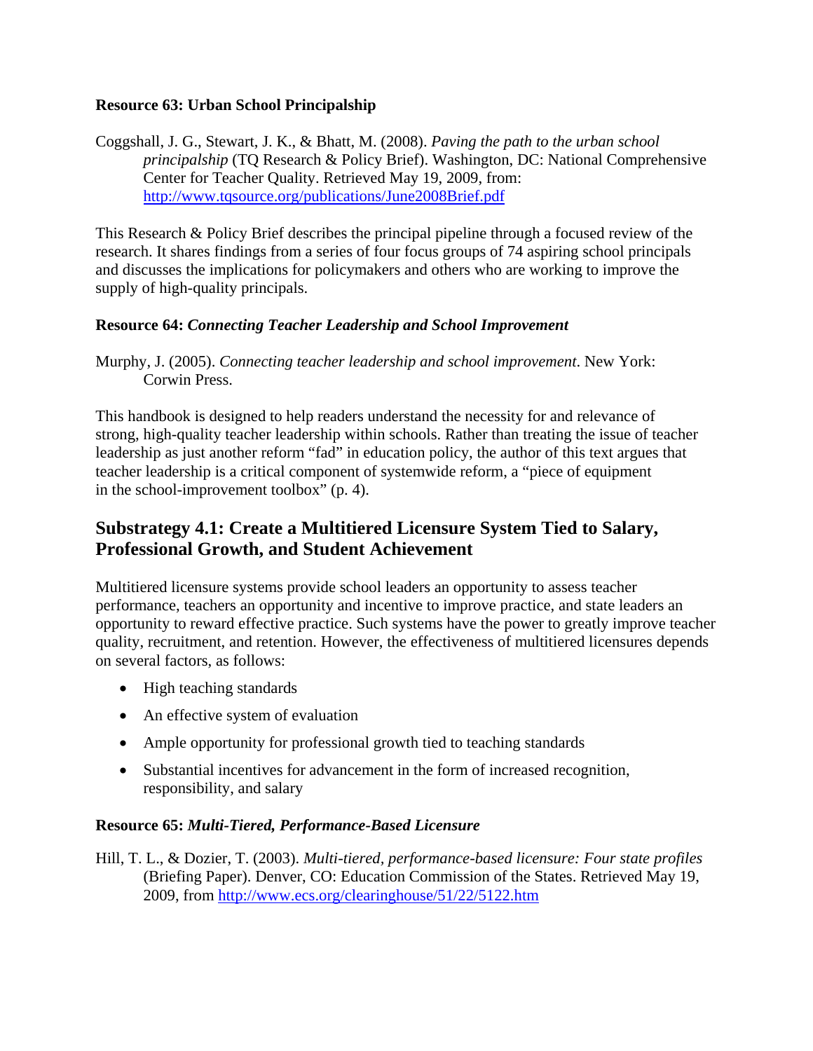**Resource 63: Urban School Principalship**

Coggshall, J. G., Stewart, J. K., & Bhatt, M. (2008). *Paving the path to the urban school principalship* (TQ Research & Policy Brief). Washington, DC: National Comprehensive Center for Teacher Quality. Retrieved May 19, 2009, from: http://www.tqsource.org/publications/June2008Brief.pdf

This Research & Policy Brief describes the principal pipeline through a focused review of the research. It shares findings from a series of four focus groups of 74 aspiring school principals and discusses the implications for policymakers and others who are working to improve the supply of high-quality principals.

**Resource 64: *Connecting Teacher Leadership and School Improvement***

Murphy, J. (2005). *Connecting teacher leadership and school improvement*. New York: Corwin Press.

This handbook is designed to help readers understand the necessity for and relevance of strong, high-quality teacher leadership within schools. Rather than treating the issue of teacher leadership as just another reform "fad" in education policy, the author of this text argues that teacher leadership is a critical component of systemwide reform, a "piece of equipment in the school-improvement toolbox" (p. 4).

## Substrategy 4.1: Create a Multitiered Licensure System Tied to Salary, Professional Growth, and Student Achievement

Multitiered licensure systems provide school leaders an opportunity to assess teacher performance, teachers an opportunity and incentive to improve practice, and state leaders an opportunity to reward effective practice. Such systems have the power to greatly improve teacher quality, recruitment, and retention. However, the effectiveness of multitiered licensures depends on several factors, as follows:

- High teaching standards
- An effective system of evaluation
- Ample opportunity for professional growth tied to teaching standards
- Substantial incentives for advancement in the form of increased recognition, responsibility, and salary

**Resource 65: *Multi-Tiered, Performance-Based Licensure***

Hill, T. L., & Dozier, T. (2003). *Multi-tiered, performance-based licensure: Four state profiles* (Briefing Paper). Denver, CO: Education Commission of the States. Retrieved May 19, 2009, from http://www.ecs.org/clearinghouse/51/22/5122.htm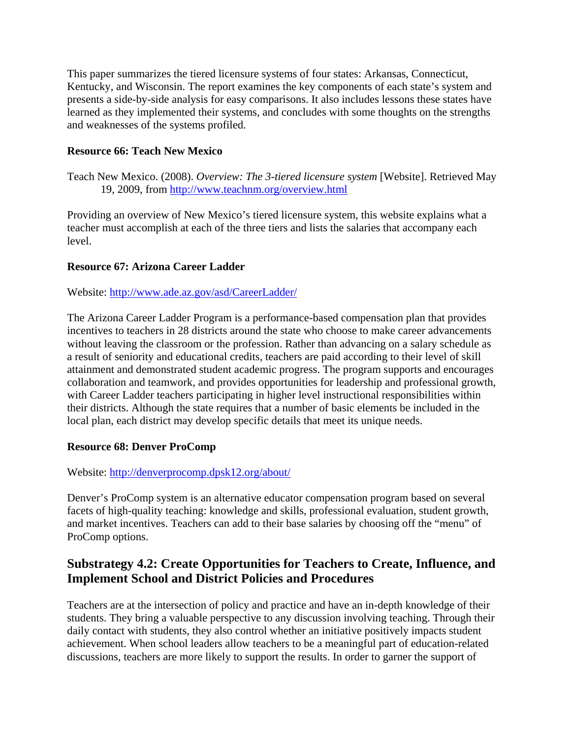This paper summarizes the tiered licensure systems of four states: Arkansas, Connecticut, Kentucky, and Wisconsin. The report examines the key components of each state's system and presents a side-by-side analysis for easy comparisons. It also includes lessons these states have learned as they implemented their systems, and concludes with some thoughts on the strengths and weaknesses of the systems profiled.

**Resource 66: Teach New Mexico**

Teach New Mexico. (2008). *Overview: The 3-tiered licensure system* [Website]. Retrieved May 19, 2009, from http://www.teachnm.org/overview.html

Providing an overview of New Mexico's tiered licensure system, this website explains what a teacher must accomplish at each of the three tiers and lists the salaries that accompany each level.

**Resource 67: Arizona Career Ladder**

Website: http://www.ade.az.gov/asd/CareerLadder/

The Arizona Career Ladder Program is a performance-based compensation plan that provides incentives to teachers in 28 districts around the state who choose to make career advancements without leaving the classroom or the profession. Rather than advancing on a salary schedule as a result of seniority and educational credits, teachers are paid according to their level of skill attainment and demonstrated student academic progress. The program supports and encourages collaboration and teamwork, and provides opportunities for leadership and professional growth, with Career Ladder teachers participating in higher level instructional responsibilities within their districts. Although the state requires that a number of basic elements be included in the local plan, each district may develop specific details that meet its unique needs.

**Resource 68: Denver ProComp**

Website: http://denverprocomp.dpsk12.org/about/

Denver's ProComp system is an alternative educator compensation program based on several facets of high-quality teaching: knowledge and skills, professional evaluation, student growth, and market incentives. Teachers can add to their base salaries by choosing off the "menu" of ProComp options.

## Substrategy 4.2: Create Opportunities for Teachers to Create, Influence, and Implement School and District Policies and Procedures

Teachers are at the intersection of policy and practice and have an in-depth knowledge of their students. They bring a valuable perspective to any discussion involving teaching. Through their daily contact with students, they also control whether an initiative positively impacts student achievement. When school leaders allow teachers to be a meaningful part of education-related discussions, teachers are more likely to support the results. In order to garner the support of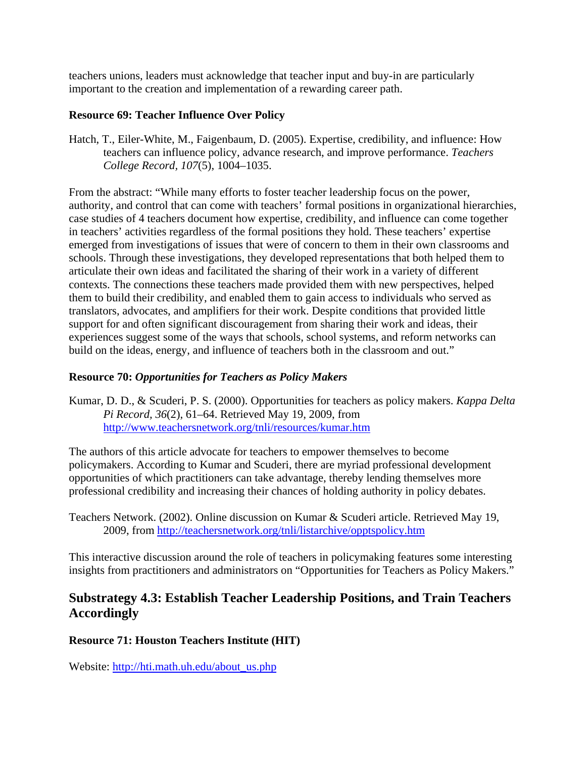teachers unions, leaders must acknowledge that teacher input and buy-in are particularly important to the creation and implementation of a rewarding career path.

**Resource 69: Teacher Influence Over Policy**

Hatch, T., Eiler-White, M., Faigenbaum, D. (2005). Expertise, credibility, and influence: How teachers can influence policy, advance research, and improve performance. *Teachers College Record, 107*(5), 1004–1035.

From the abstract: "While many efforts to foster teacher leadership focus on the power, authority, and control that can come with teachers' formal positions in organizational hierarchies, case studies of 4 teachers document how expertise, credibility, and influence can come together in teachers' activities regardless of the formal positions they hold. These teachers' expertise emerged from investigations of issues that were of concern to them in their own classrooms and schools. Through these investigations, they developed representations that both helped them to articulate their own ideas and facilitated the sharing of their work in a variety of different contexts. The connections these teachers made provided them with new perspectives, helped them to build their credibility, and enabled them to gain access to individuals who served as translators, advocates, and amplifiers for their work. Despite conditions that provided little support for and often significant discouragement from sharing their work and ideas, their experiences suggest some of the ways that schools, school systems, and reform networks can build on the ideas, energy, and influence of teachers both in the classroom and out."

**Resource 70: *Opportunities for Teachers as Policy Makers***

Kumar, D. D., & Scuderi, P. S. (2000). Opportunities for teachers as policy makers. *Kappa Delta Pi Record, 36*(2), 61–64. Retrieved May 19, 2009, from http://www.teachersnetwork.org/tnli/resources/kumar.htm

The authors of this article advocate for teachers to empower themselves to become policymakers. According to Kumar and Scuderi, there are myriad professional development opportunities of which practitioners can take advantage, thereby lending themselves more professional credibility and increasing their chances of holding authority in policy debates.

Teachers Network. (2002). Online discussion on Kumar & Scuderi article. Retrieved May 19, 2009, from http://teachersnetwork.org/tnli/listarchive/opptspolicy.htm

This interactive discussion around the role of teachers in policymaking features some interesting insights from practitioners and administrators on "Opportunities for Teachers as Policy Makers."

## Substrategy 4.3: Establish Teacher Leadership Positions, and Train Teachers Accordingly

**Resource 71: Houston Teachers Institute (HIT)**

Website: http://hti.math.uh.edu/about_us.php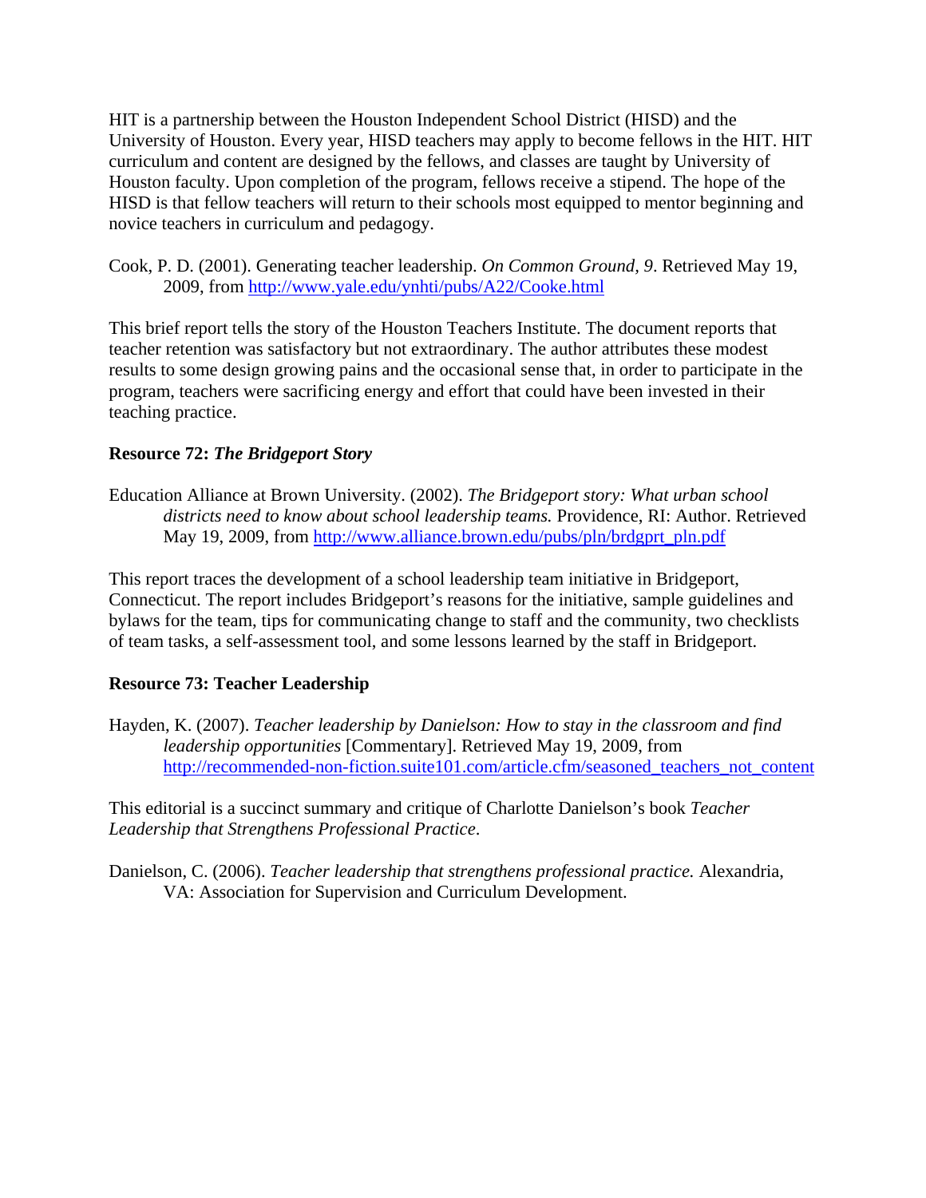HIT is a partnership between the Houston Independent School District (HISD) and the University of Houston. Every year, HISD teachers may apply to become fellows in the HIT. HIT curriculum and content are designed by the fellows, and classes are taught by University of Houston faculty. Upon completion of the program, fellows receive a stipend. The hope of the HISD is that fellow teachers will return to their schools most equipped to mentor beginning and novice teachers in curriculum and pedagogy.

Cook, P. D. (2001). Generating teacher leadership. *On Common Ground*, *9*. Retrieved May 19, 2009, from http://www.yale.edu/ynhti/pubs/A22/Cooke.html

This brief report tells the story of the Houston Teachers Institute. The document reports that teacher retention was satisfactory but not extraordinary. The author attributes these modest results to some design growing pains and the occasional sense that, in order to participate in the program, teachers were sacrificing energy and effort that could have been invested in their teaching practice.

**Resource 72:** ***The Bridgeport Story***

Education Alliance at Brown University. (2002). *The Bridgeport story: What urban school districts need to know about school leadership teams.* Providence, RI: Author. Retrieved May 19, 2009, from http://www.alliance.brown.edu/pubs/pln/brdgprt_pln.pdf

This report traces the development of a school leadership team initiative in Bridgeport, Connecticut. The report includes Bridgeport's reasons for the initiative, sample guidelines and bylaws for the team, tips for communicating change to staff and the community, two checklists of team tasks, a self-assessment tool, and some lessons learned by the staff in Bridgeport.

**Resource 73: Teacher Leadership**

Hayden, K. (2007). *Teacher leadership by Danielson: How to stay in the classroom and find leadership opportunities* [Commentary]. Retrieved May 19, 2009, from http://recommended-non-fiction.suite101.com/article.cfm/seasoned_teachers_not_content

This editorial is a succinct summary and critique of Charlotte Danielson's book *Teacher Leadership that Strengthens Professional Practice*.

Danielson, C. (2006). *Teacher leadership that strengthens professional practice.* Alexandria, VA: Association for Supervision and Curriculum Development.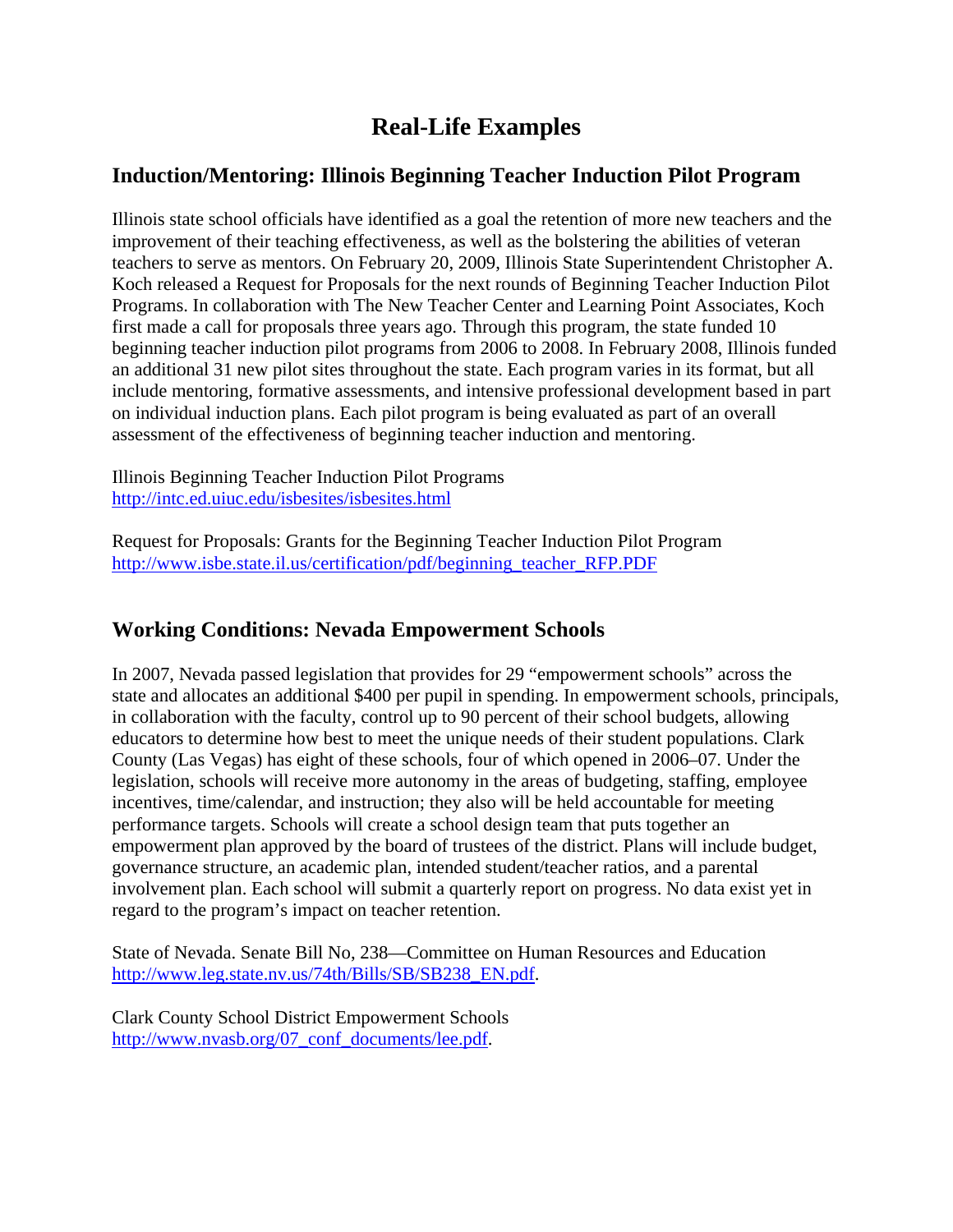# Real-Life Examples

## Induction/Mentoring: Illinois Beginning Teacher Induction Pilot Program

Illinois state school officials have identified as a goal the retention of more new teachers and the improvement of their teaching effectiveness, as well as the bolstering the abilities of veteran teachers to serve as mentors. On February 20, 2009, Illinois State Superintendent Christopher A. Koch released a Request for Proposals for the next rounds of Beginning Teacher Induction Pilot Programs. In collaboration with The New Teacher Center and Learning Point Associates, Koch first made a call for proposals three years ago. Through this program, the state funded 10 beginning teacher induction pilot programs from 2006 to 2008. In February 2008, Illinois funded an additional 31 new pilot sites throughout the state. Each program varies in its format, but all include mentoring, formative assessments, and intensive professional development based in part on individual induction plans. Each pilot program is being evaluated as part of an overall assessment of the effectiveness of beginning teacher induction and mentoring.

Illinois Beginning Teacher Induction Pilot Programs
http://intc.ed.uiuc.edu/isbesites/isbesites.html

Request for Proposals: Grants for the Beginning Teacher Induction Pilot Program
http://www.isbe.state.il.us/certification/pdf/beginning_teacher_RFP.PDF

## Working Conditions: Nevada Empowerment Schools

In 2007, Nevada passed legislation that provides for 29 "empowerment schools" across the state and allocates an additional $400 per pupil in spending. In empowerment schools, principals, in collaboration with the faculty, control up to 90 percent of their school budgets, allowing educators to determine how best to meet the unique needs of their student populations. Clark County (Las Vegas) has eight of these schools, four of which opened in 2006–07. Under the legislation, schools will receive more autonomy in the areas of budgeting, staffing, employee incentives, time/calendar, and instruction; they also will be held accountable for meeting performance targets. Schools will create a school design team that puts together an empowerment plan approved by the board of trustees of the district. Plans will include budget, governance structure, an academic plan, intended student/teacher ratios, and a parental involvement plan. Each school will submit a quarterly report on progress. No data exist yet in regard to the program's impact on teacher retention.

State of Nevada. Senate Bill No, 238—Committee on Human Resources and Education
http://www.leg.state.nv.us/74th/Bills/SB/SB238_EN.pdf.

Clark County School District Empowerment Schools
http://www.nvasb.org/07_conf_documents/lee.pdf.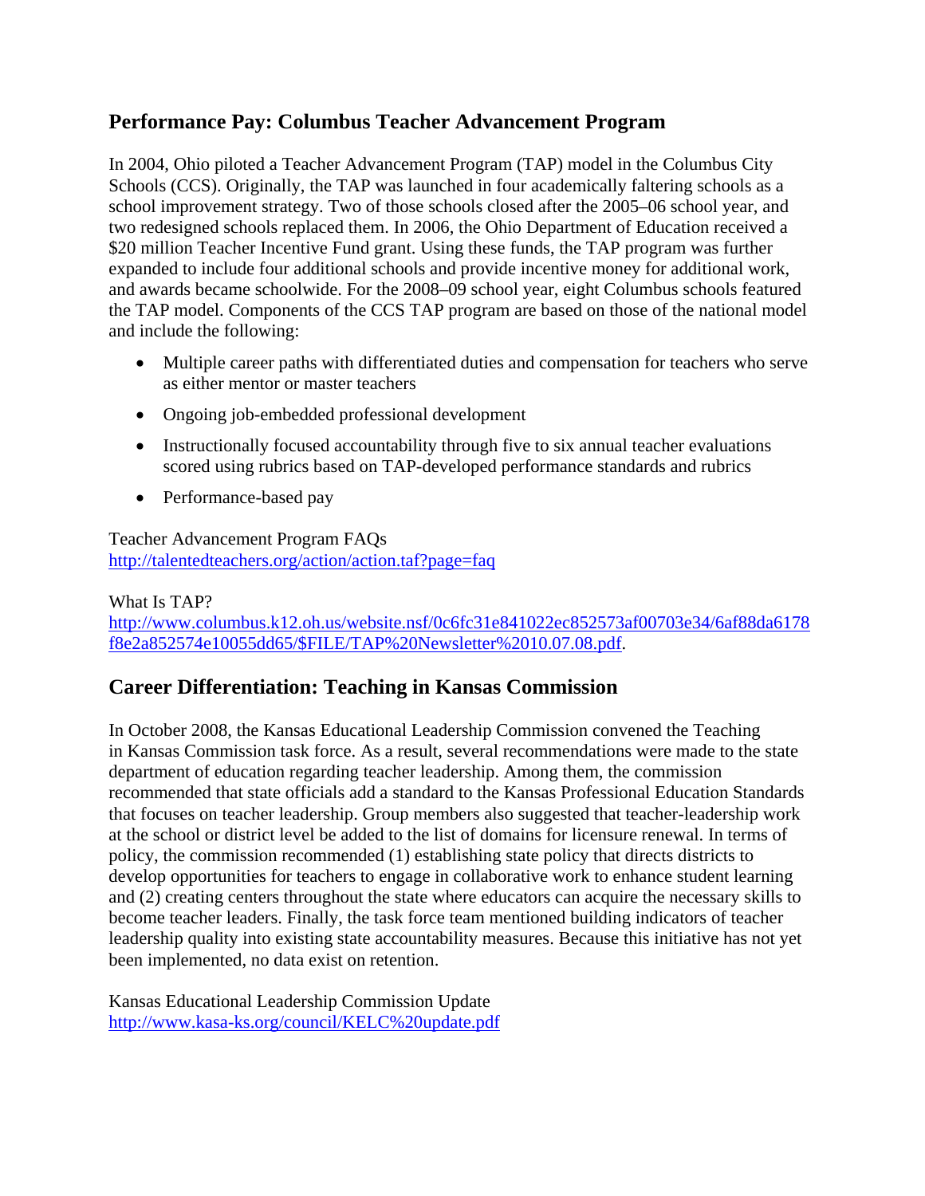## Performance Pay: Columbus Teacher Advancement Program

In 2004, Ohio piloted a Teacher Advancement Program (TAP) model in the Columbus City Schools (CCS). Originally, the TAP was launched in four academically faltering schools as a school improvement strategy. Two of those schools closed after the 2005–06 school year, and two redesigned schools replaced them. In 2006, the Ohio Department of Education received a $20 million Teacher Incentive Fund grant. Using these funds, the TAP program was further expanded to include four additional schools and provide incentive money for additional work, and awards became schoolwide. For the 2008–09 school year, eight Columbus schools featured the TAP model. Components of the CCS TAP program are based on those of the national model and include the following:

- Multiple career paths with differentiated duties and compensation for teachers who serve as either mentor or master teachers
- Ongoing job-embedded professional development
- Instructionally focused accountability through five to six annual teacher evaluations scored using rubrics based on TAP-developed performance standards and rubrics
- Performance-based pay

Teacher Advancement Program FAQs
http://talentedteachers.org/action/action.taf?page=faq

What Is TAP?
http://www.columbus.k12.oh.us/website.nsf/0c6fc31e841022ec852573af00703e34/6af88da6178f8e2a852574e10055dd65/$FILE/TAP%20Newsletter%2010.07.08.pdf.

## Career Differentiation: Teaching in Kansas Commission

In October 2008, the Kansas Educational Leadership Commission convened the Teaching in Kansas Commission task force. As a result, several recommendations were made to the state department of education regarding teacher leadership. Among them, the commission recommended that state officials add a standard to the Kansas Professional Education Standards that focuses on teacher leadership. Group members also suggested that teacher-leadership work at the school or district level be added to the list of domains for licensure renewal. In terms of policy, the commission recommended (1) establishing state policy that directs districts to develop opportunities for teachers to engage in collaborative work to enhance student learning and (2) creating centers throughout the state where educators can acquire the necessary skills to become teacher leaders. Finally, the task force team mentioned building indicators of teacher leadership quality into existing state accountability measures. Because this initiative has not yet been implemented, no data exist on retention.

Kansas Educational Leadership Commission Update
http://www.kasa-ks.org/council/KELC%20update.pdf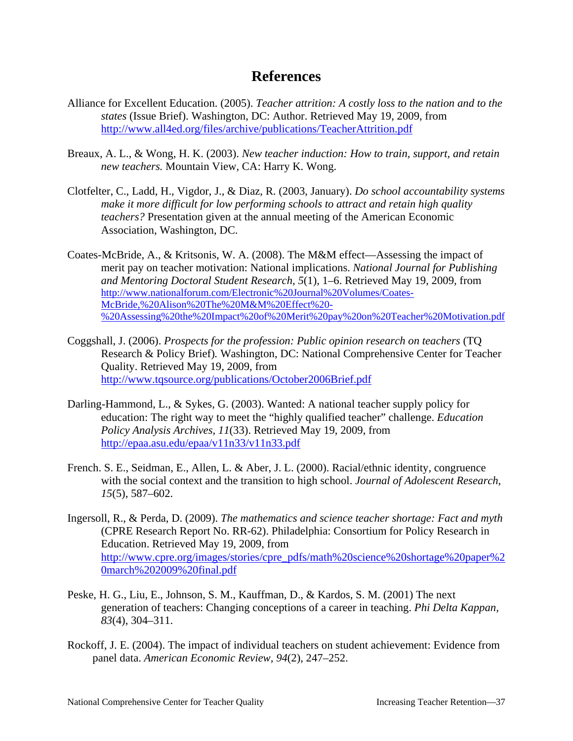# References

Alliance for Excellent Education. (2005). *Teacher attrition: A costly loss to the nation and to the states* (Issue Brief). Washington, DC: Author. Retrieved May 19, 2009, from http://www.all4ed.org/files/archive/publications/TeacherAttrition.pdf

Breaux, A. L., & Wong, H. K. (2003). *New teacher induction: How to train, support, and retain new teachers.* Mountain View, CA: Harry K. Wong.

Clotfelter, C., Ladd, H., Vigdor, J., & Diaz, R. (2003, January). *Do school accountability systems make it more difficult for low performing schools to attract and retain high quality teachers?* Presentation given at the annual meeting of the American Economic Association, Washington, DC.

Coates-McBride, A., & Kritsonis, W. A. (2008). The M&M effect—Assessing the impact of merit pay on teacher motivation: National implications. *National Journal for Publishing and Mentoring Doctoral Student Research, 5*(1), 1–6. Retrieved May 19, 2009, from http://www.nationalforum.com/Electronic%20Journal%20Volumes/Coates-McBride,%20Alison%20The%20M&M%20Effect%20-%20Assessing%20the%20Impact%20of%20Merit%20pay%20on%20Teacher%20Motivation.pdf

Coggshall, J. (2006). *Prospects for the profession: Public opinion research on teachers* (TQ Research & Policy Brief)*.* Washington, DC: National Comprehensive Center for Teacher Quality. Retrieved May 19, 2009, from http://www.tqsource.org/publications/October2006Brief.pdf

Darling-Hammond, L., & Sykes, G. (2003). Wanted: A national teacher supply policy for education: The right way to meet the "highly qualified teacher" challenge. *Education Policy Analysis Archives, 11*(33). Retrieved May 19, 2009, from http://epaa.asu.edu/epaa/v11n33/v11n33.pdf

French. S. E., Seidman, E., Allen, L. & Aber, J. L. (2000). Racial/ethnic identity, congruence with the social context and the transition to high school. *Journal of Adolescent Research, 15*(5), 587–602.

Ingersoll, R., & Perda, D. (2009). *The mathematics and science teacher shortage: Fact and myth* (CPRE Research Report No. RR-62). Philadelphia: Consortium for Policy Research in Education. Retrieved May 19, 2009, from http://www.cpre.org/images/stories/cpre_pdfs/math%20science%20shortage%20paper%20march%202009%20final.pdf

Peske, H. G., Liu, E., Johnson, S. M., Kauffman, D., & Kardos, S. M. (2001) The next generation of teachers: Changing conceptions of a career in teaching. *Phi Delta Kappan, 83*(4), 304–311.

Rockoff, J. E. (2004). The impact of individual teachers on student achievement: Evidence from panel data. *American Economic Review, 94*(2), 247–252.